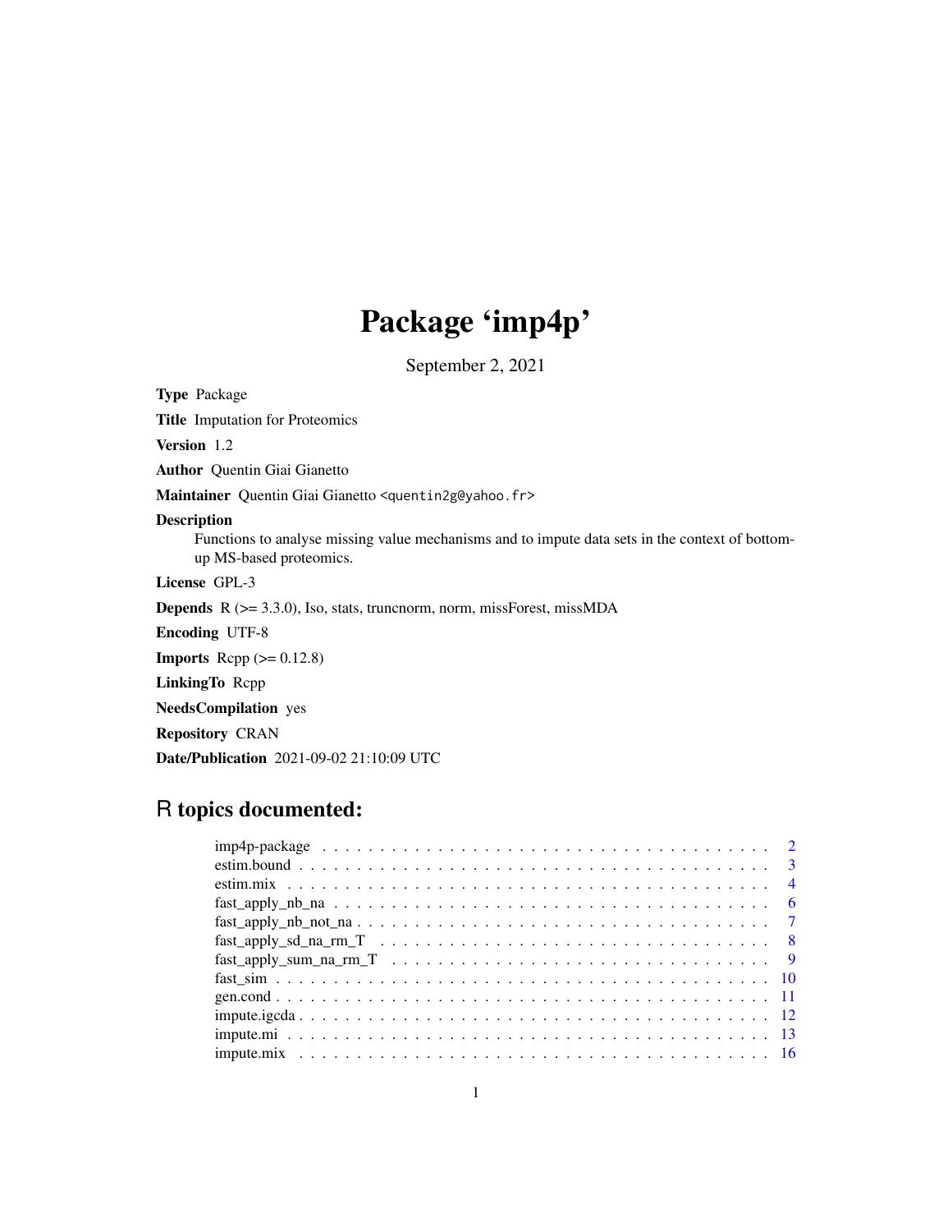# Package 'imp4p'

September 2, 2021

**Type** Package

**Title** Imputation for Proteomics

**Version** 1.2

**Author** Quentin Giai Gianetto

**Maintainer** Quentin Giai Gianetto <quentin2g@yahoo.fr>

**Description**
Functions to analyse missing value mechanisms and to impute data sets in the context of bottom-up MS-based proteomics.

**License** GPL-3

**Depends** R (>= 3.3.0), Iso, stats, truncnorm, norm, missForest, missMDA

**Encoding** UTF-8

**Imports** Rcpp (>= 0.12.8)

**LinkingTo** Rcpp

**NeedsCompilation** yes

**Repository** CRAN

**Date/Publication** 2021-09-02 21:10:09 UTC

## R topics documented:

| | |
|---|---|
| imp4p-package | 2 |
| estim.bound | 3 |
| estim.mix | 4 |
| fast_apply_nb_na | 6 |
| fast_apply_nb_not_na | 7 |
| fast_apply_sd_na_rm_T | 8 |
| fast_apply_sum_na_rm_T | 9 |
| fast_sim | 10 |
| gen.cond | 11 |
| impute.igcda | 12 |
| impute.mi | 13 |
| impute.mix | 16 |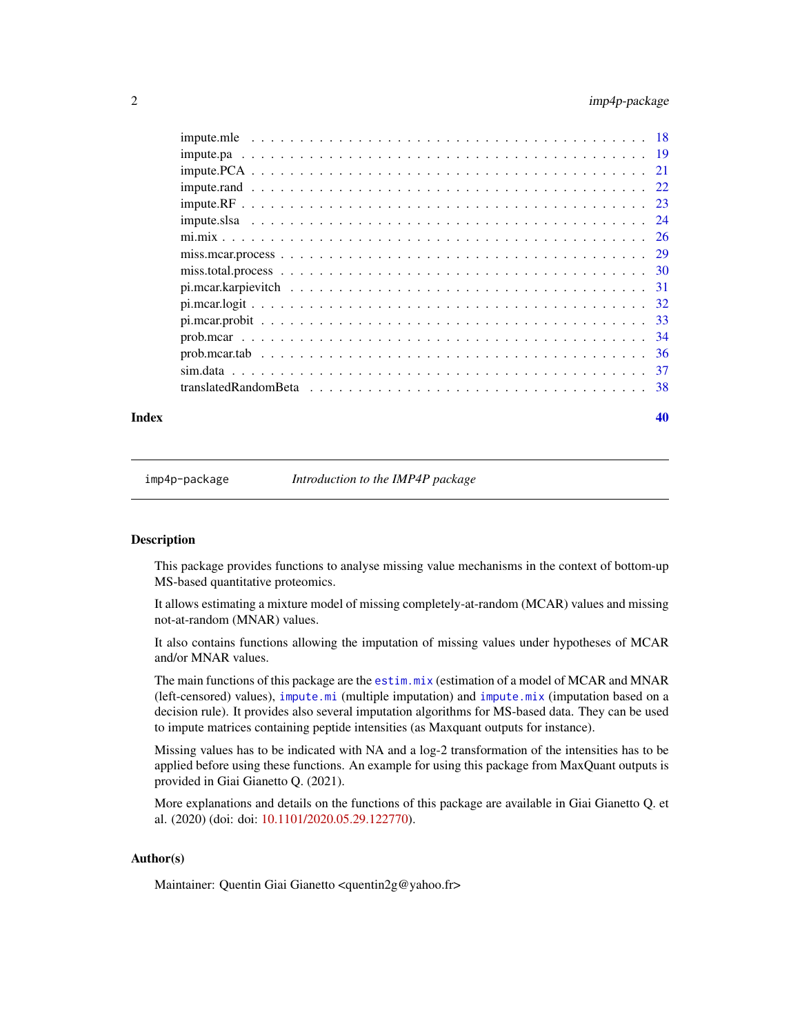impute.mle . . . . . . . . . . . . . . . . . . . . . . . . . . . . . . . . . . . . . . 18
impute.pa . . . . . . . . . . . . . . . . . . . . . . . . . . . . . . . . . . . . . . . 19
impute.PCA . . . . . . . . . . . . . . . . . . . . . . . . . . . . . . . . . . . . . . 21
impute.rand . . . . . . . . . . . . . . . . . . . . . . . . . . . . . . . . . . . . . . 22
impute.RF . . . . . . . . . . . . . . . . . . . . . . . . . . . . . . . . . . . . . . . 23
impute.slsa . . . . . . . . . . . . . . . . . . . . . . . . . . . . . . . . . . . . . . 24
mi.mix . . . . . . . . . . . . . . . . . . . . . . . . . . . . . . . . . . . . . . . . 26
miss.mcar.process . . . . . . . . . . . . . . . . . . . . . . . . . . . . . . . . . . 29
miss.total.process . . . . . . . . . . . . . . . . . . . . . . . . . . . . . . . . . . 30
pi.mcar.karpievitch . . . . . . . . . . . . . . . . . . . . . . . . . . . . . . . . . 31
pi.mcar.logit . . . . . . . . . . . . . . . . . . . . . . . . . . . . . . . . . . . . . 32
pi.mcar.probit . . . . . . . . . . . . . . . . . . . . . . . . . . . . . . . . . . . . 33
prob.mcar . . . . . . . . . . . . . . . . . . . . . . . . . . . . . . . . . . . . . . . 34
prob.mcar.tab . . . . . . . . . . . . . . . . . . . . . . . . . . . . . . . . . . . . . 36
sim.data . . . . . . . . . . . . . . . . . . . . . . . . . . . . . . . . . . . . . . . . 37
translatedRandomBeta . . . . . . . . . . . . . . . . . . . . . . . . . . . . . . . . 38

**Index** **40**

---

`imp4p-package` *Introduction to the IMP4P package*

---

## Description

This package provides functions to analyse missing value mechanisms in the context of bottom-up MS-based quantitative proteomics.

It allows estimating a mixture model of missing completely-at-random (MCAR) values and missing not-at-random (MNAR) values.

It also contains functions allowing the imputation of missing values under hypotheses of MCAR and/or MNAR values.

The main functions of this package are the `estim.mix` (estimation of a model of MCAR and MNAR (left-censored) values), `impute.mi` (multiple imputation) and `impute.mix` (imputation based on a decision rule). It provides also several imputation algorithms for MS-based data. They can be used to impute matrices containing peptide intensities (as Maxquant outputs for instance).

Missing values has to be indicated with NA and a log-2 transformation of the intensities has to be applied before using these functions. An example for using this package from MaxQuant outputs is provided in Giai Gianetto Q. (2021).

More explanations and details on the functions of this package are available in Giai Gianetto Q. et al. (2020) (doi: doi: 10.1101/2020.05.29.122770).

## Author(s)

Maintainer: Quentin Giai Gianetto <quentin2g@yahoo.fr>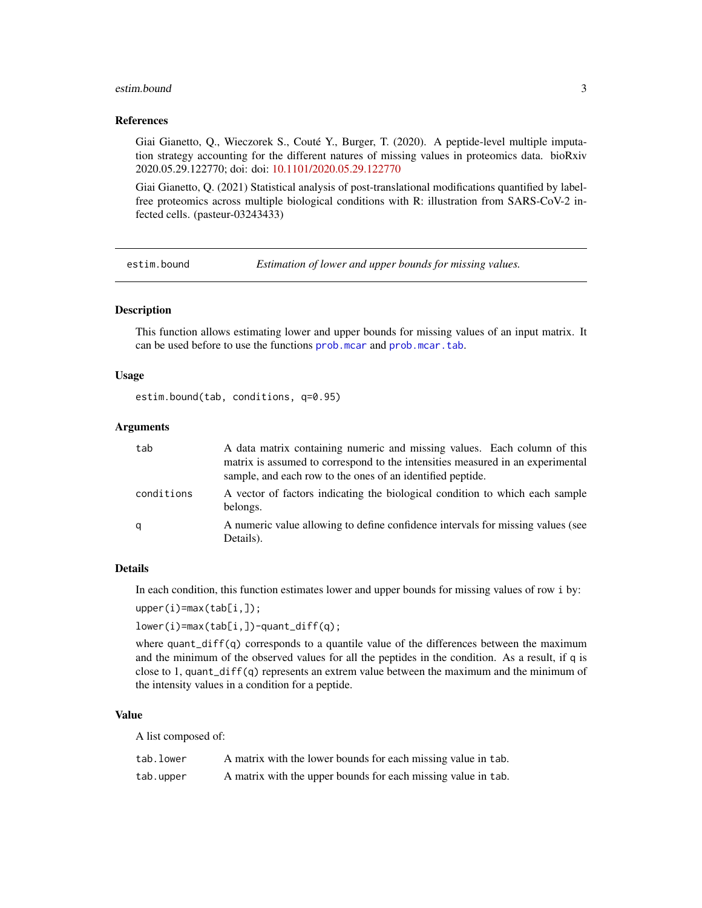### References

Giai Gianetto, Q., Wieczorek S., Couté Y., Burger, T. (2020). A peptide-level multiple imputation strategy accounting for the different natures of missing values in proteomics data. bioRxiv 2020.05.29.122770; doi: doi: 10.1101/2020.05.29.122770

Giai Gianetto, Q. (2021) Statistical analysis of post-translational modifications quantified by label-free proteomics across multiple biological conditions with R: illustration from SARS-CoV-2 infected cells. (pasteur-03243433)

---

## estim.bound — *Estimation of lower and upper bounds for missing values.*

---

### Description

This function allows estimating lower and upper bounds for missing values of an input matrix. It can be used before to use the functions `prob.mcar` and `prob.mcar.tab`.

### Usage

```
estim.bound(tab, conditions, q=0.95)
```

### Arguments

| | |
|---|---|
| `tab` | A data matrix containing numeric and missing values. Each column of this matrix is assumed to correspond to the intensities measured in an experimental sample, and each row to the ones of an identified peptide. |
| `conditions` | A vector of factors indicating the biological condition to which each sample belongs. |
| `q` | A numeric value allowing to define confidence intervals for missing values (see Details). |

### Details

In each condition, this function estimates lower and upper bounds for missing values of row `i` by:

`upper(i)=max(tab[i,]);`

`lower(i)=max(tab[i,])-quant_diff(q);`

where `quant_diff(q)` corresponds to a quantile value of the differences between the maximum and the minimum of the observed values for all the peptides in the condition. As a result, if `q` is close to 1, `quant_diff(q)` represents an extrem value between the maximum and the minimum of the intensity values in a condition for a peptide.

### Value

A list composed of:

| | |
|---|---|
| `tab.lower` | A matrix with the lower bounds for each missing value in `tab`. |
| `tab.upper` | A matrix with the upper bounds for each missing value in `tab`. |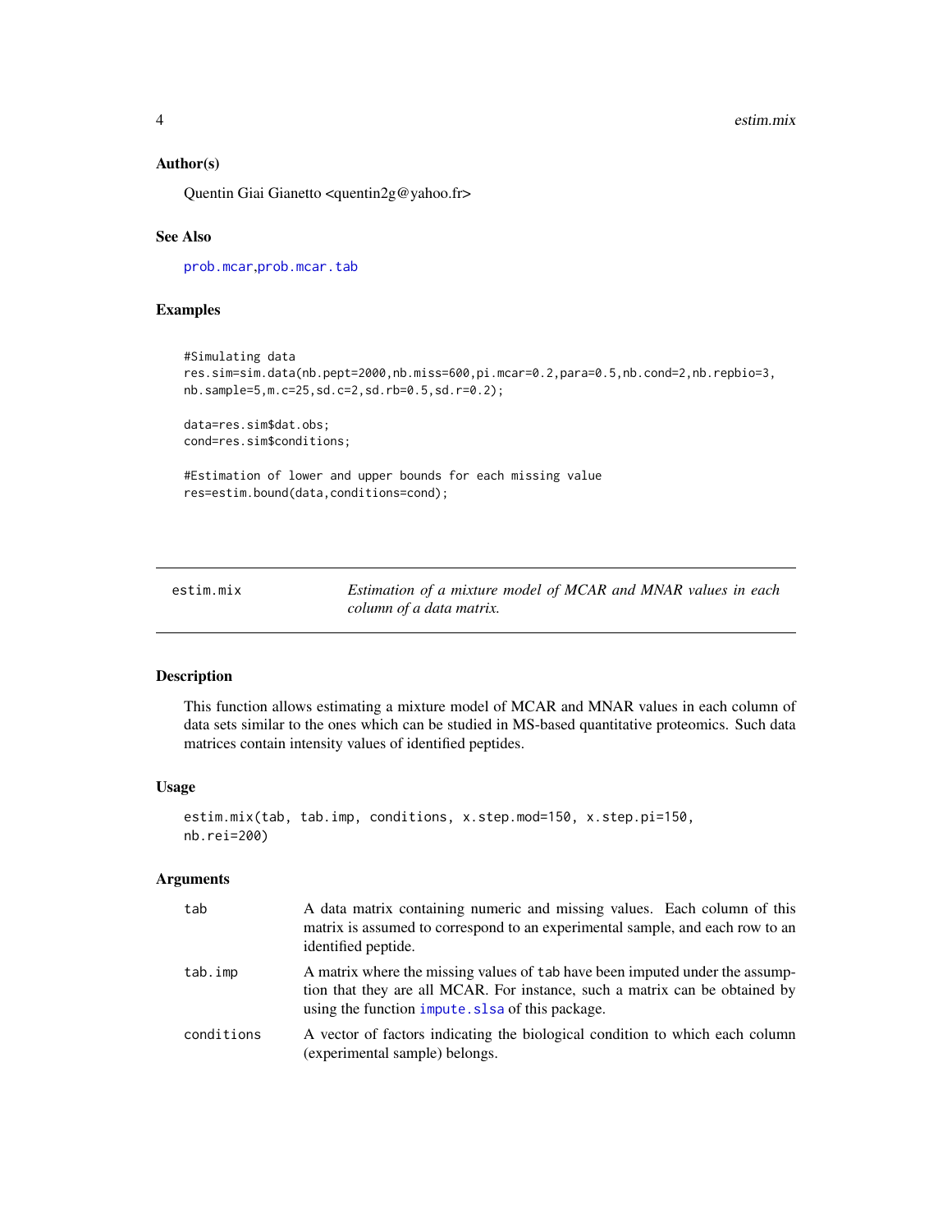### Author(s)

Quentin Giai Gianetto <quentin2g@yahoo.fr>

### See Also

prob.mcar,prob.mcar.tab

### Examples

```
#Simulating data
res.sim=sim.data(nb.pept=2000,nb.miss=600,pi.mcar=0.2,para=0.5,nb.cond=2,nb.repbio=3,
nb.sample=5,m.c=25,sd.c=2,sd.rb=0.5,sd.r=0.2);

data=res.sim$dat.obs;
cond=res.sim$conditions;

#Estimation of lower and upper bounds for each missing value
res=estim.bound(data,conditions=cond);
```

---

## estim.mix

*Estimation of a mixture model of MCAR and MNAR values in each column of a data matrix.*

### Description

This function allows estimating a mixture model of MCAR and MNAR values in each column of data sets similar to the ones which can be studied in MS-based quantitative proteomics. Such data matrices contain intensity values of identified peptides.

### Usage

```
estim.mix(tab, tab.imp, conditions, x.step.mod=150, x.step.pi=150,
nb.rei=200)
```

### Arguments

| | |
|---|---|
| tab | A data matrix containing numeric and missing values. Each column of this matrix is assumed to correspond to an experimental sample, and each row to an identified peptide. |
| tab.imp | A matrix where the missing values of tab have been imputed under the assumption that they are all MCAR. For instance, such a matrix can be obtained by using the function impute.slsa of this package. |
| conditions | A vector of factors indicating the biological condition to which each column (experimental sample) belongs. |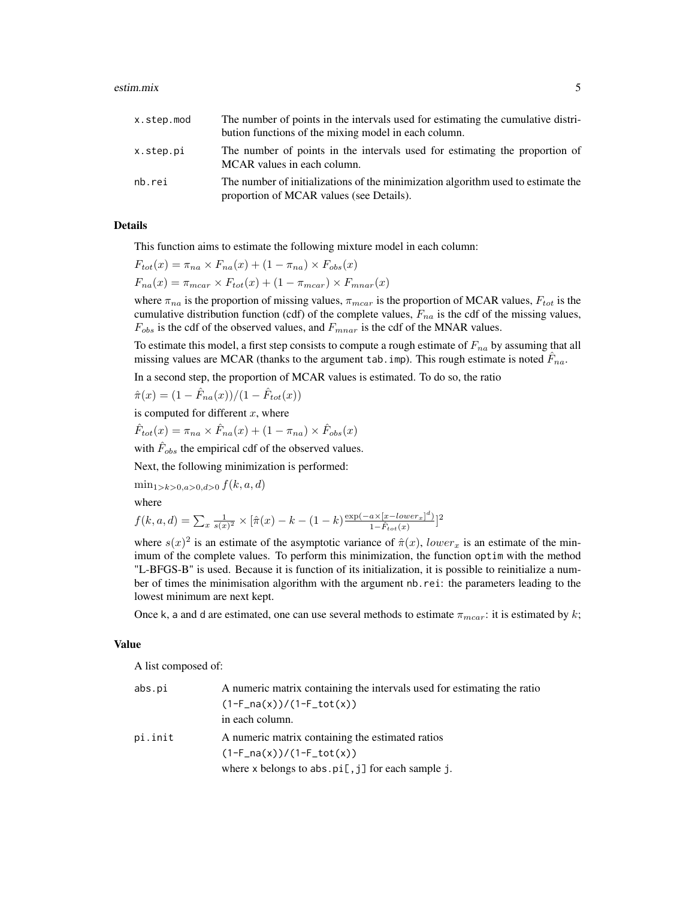| | |
|---|---|
| `x.step.mod` | The number of points in the intervals used for estimating the cumulative distribution functions of the mixing model in each column. |
| `x.step.pi` | The number of points in the intervals used for estimating the proportion of MCAR values in each column. |
| `nb.rei` | The number of initializations of the minimization algorithm used to estimate the proportion of MCAR values (see Details). |

## Details

This function aims to estimate the following mixture model in each column:

$F_{tot}(x) = \pi_{na} \times F_{na}(x) + (1 - \pi_{na}) \times F_{obs}(x)$

$F_{na}(x) = \pi_{mcar} \times F_{tot}(x) + (1 - \pi_{mcar}) \times F_{mnar}(x)$

where $\pi_{na}$ is the proportion of missing values, $\pi_{mcar}$ is the proportion of MCAR values, $F_{tot}$ is the cumulative distribution function (cdf) of the complete values, $F_{na}$ is the cdf of the missing values, $F_{obs}$ is the cdf of the observed values, and $F_{mnar}$ is the cdf of the MNAR values.

To estimate this model, a first step consists to compute a rough estimate of $F_{na}$ by assuming that all missing values are MCAR (thanks to the argument `tab.imp`). This rough estimate is noted $\hat{F}_{na}$.

In a second step, the proportion of MCAR values is estimated. To do so, the ratio

$\hat{\pi}(x) = (1 - \hat{F}_{na}(x))/(1 - \hat{F}_{tot}(x))$

is computed for different $x$, where

$\hat{F}_{tot}(x) = \pi_{na} \times \hat{F}_{na}(x) + (1 - \pi_{na}) \times \hat{F}_{obs}(x)$

with $\hat{F}_{obs}$ the empirical cdf of the observed values.

Next, the following minimization is performed:

$\min_{1>k>0, a>0, d>0} f(k, a, d)$

where

$f(k, a, d) = \sum_x \frac{1}{s(x)^2} \times [\hat{\pi}(x) - k - (1-k) \frac{\exp(-a \times [x - lower_x]^d)}{1 - \hat{F}_{tot}(x)}]^2$

where $s(x)^2$ is an estimate of the asymptotic variance of $\hat{\pi}(x)$, $lower_x$ is an estimate of the minimum of the complete values. To perform this minimization, the function `optim` with the method "L-BFGS-B" is used. Because it is function of its initialization, it is possible to reinitialize a number of times the minimisation algorithm with the argument `nb.rei`: the parameters leading to the lowest minimum are next kept.

Once `k`, `a` and `d` are estimated, one can use several methods to estimate $\pi_{mcar}$: it is estimated by $k$;

## Value

A list composed of:

| | |
|---|---|
| `abs.pi` | A numeric matrix containing the intervals used for estimating the ratio `(1-F_na(x))/(1-F_tot(x))` in each column. |
| `pi.init` | A numeric matrix containing the estimated ratios `(1-F_na(x))/(1-F_tot(x))` where `x` belongs to `abs.pi[,j]` for each sample `j`. |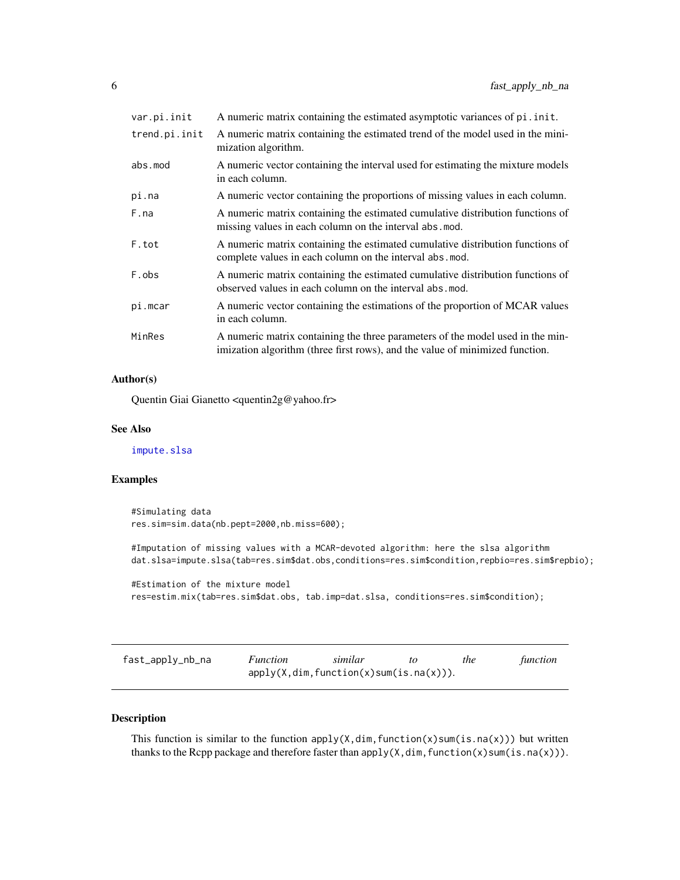| | |
|---|---|
| var.pi.init | A numeric matrix containing the estimated asymptotic variances of pi.init. |
| trend.pi.init | A numeric matrix containing the estimated trend of the model used in the minimization algorithm. |
| abs.mod | A numeric vector containing the interval used for estimating the mixture models in each column. |
| pi.na | A numeric vector containing the proportions of missing values in each column. |
| F.na | A numeric matrix containing the estimated cumulative distribution functions of missing values in each column on the interval abs.mod. |
| F.tot | A numeric matrix containing the estimated cumulative distribution functions of complete values in each column on the interval abs.mod. |
| F.obs | A numeric matrix containing the estimated cumulative distribution functions of observed values in each column on the interval abs.mod. |
| pi.mcar | A numeric vector containing the estimations of the proportion of MCAR values in each column. |
| MinRes | A numeric matrix containing the three parameters of the model used in the minimization algorithm (three first rows), and the value of minimized function. |

### Author(s)

Quentin Giai Gianetto <quentin2g@yahoo.fr>

### See Also

impute.slsa

### Examples

```
#Simulating data
res.sim=sim.data(nb.pept=2000,nb.miss=600);

#Imputation of missing values with a MCAR-devoted algorithm: here the slsa algorithm
dat.slsa=impute.slsa(tab=res.sim$dat.obs,conditions=res.sim$condition,repbio=res.sim$repbio);

#Estimation of the mixture model
res=estim.mix(tab=res.sim$dat.obs, tab.imp=dat.slsa, conditions=res.sim$condition);
```

---

## fast_apply_nb_na    *Function similar to the function* apply(X,dim,function(x)sum(is.na(x))).

### Description

This function is similar to the function apply(X,dim,function(x)sum(is.na(x))) but written thanks to the Rcpp package and therefore faster than apply(X,dim,function(x)sum(is.na(x))).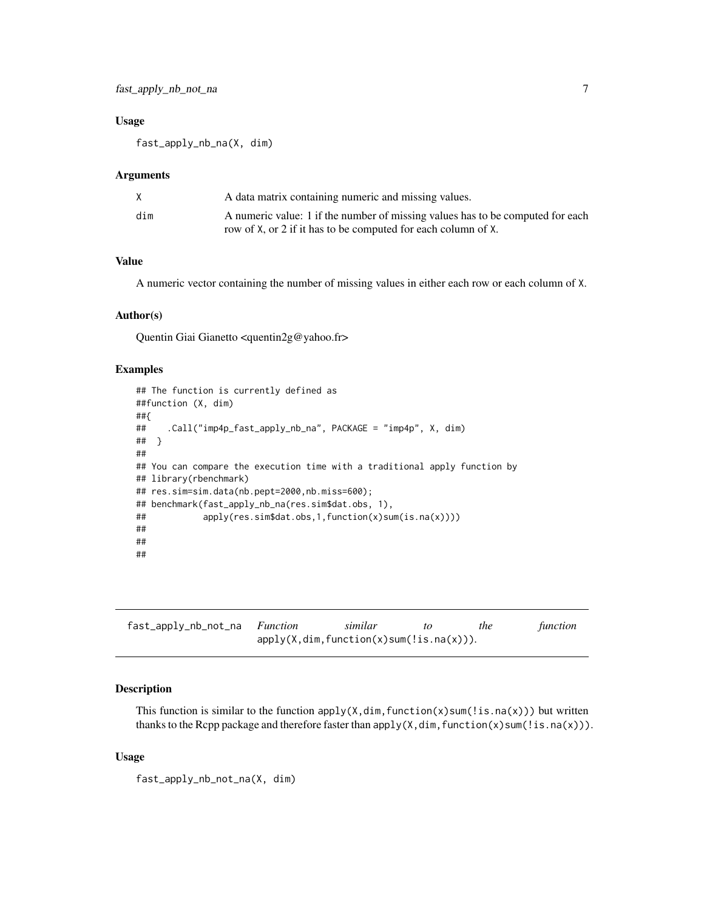### Usage

```
fast_apply_nb_na(X, dim)
```

### Arguments

| | |
|---|---|
| X | A data matrix containing numeric and missing values. |
| dim | A numeric value: 1 if the number of missing values has to be computed for each row of X, or 2 if it has to be computed for each column of X. |

### Value

A numeric vector containing the number of missing values in either each row or each column of X.

### Author(s)

Quentin Giai Gianetto <quentin2g@yahoo.fr>

### Examples

```
## The function is currently defined as
##function (X, dim)
##{
##    .Call("imp4p_fast_apply_nb_na", PACKAGE = "imp4p", X, dim)
##  }
##
## You can compare the execution time with a traditional apply function by
## library(rbenchmark)
## res.sim=sim.data(nb.pept=2000,nb.miss=600);
## benchmark(fast_apply_nb_na(res.sim$dat.obs, 1),
##           apply(res.sim$dat.obs,1,function(x)sum(is.na(x))))
##
##
##
```

---

## fast_apply_nb_not_na    *Function similar to the function* `apply(X,dim,function(x)sum(!is.na(x)))`.

---

### Description

This function is similar to the function `apply(X,dim,function(x)sum(!is.na(x)))` but written thanks to the Rcpp package and therefore faster than `apply(X,dim,function(x)sum(!is.na(x)))`.

### Usage

```
fast_apply_nb_not_na(X, dim)
```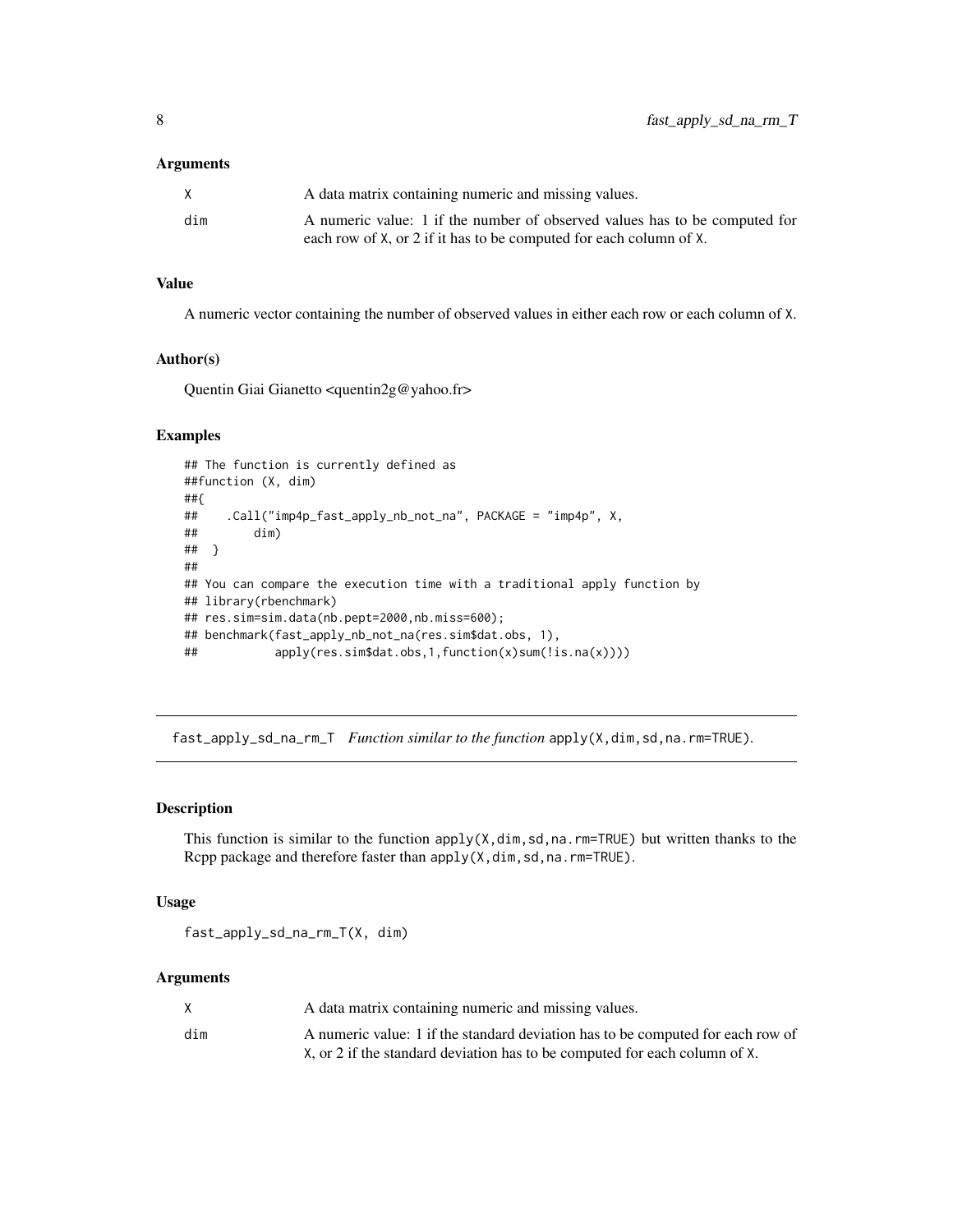### Arguments

| | |
|---|---|
| X | A data matrix containing numeric and missing values. |
| dim | A numeric value: 1 if the number of observed values has to be computed for each row of X, or 2 if it has to be computed for each column of X. |

### Value

A numeric vector containing the number of observed values in either each row or each column of X.

### Author(s)

Quentin Giai Gianetto <quentin2g@yahoo.fr>

### Examples

```
## The function is currently defined as
##function (X, dim)
##{
##    .Call("imp4p_fast_apply_nb_not_na", PACKAGE = "imp4p", X,
##        dim)
##  }
##
## You can compare the execution time with a traditional apply function by
## library(rbenchmark)
## res.sim=sim.data(nb.pept=2000,nb.miss=600);
## benchmark(fast_apply_nb_not_na(res.sim$dat.obs, 1),
##           apply(res.sim$dat.obs,1,function(x)sum(!is.na(x))))
```

---

## fast_apply_sd_na_rm_T *Function similar to the function* apply(X,dim,sd,na.rm=TRUE).

---

### Description

This function is similar to the function apply(X,dim,sd,na.rm=TRUE) but written thanks to the Rcpp package and therefore faster than apply(X,dim,sd,na.rm=TRUE).

### Usage

```
fast_apply_sd_na_rm_T(X, dim)
```

### Arguments

| | |
|---|---|
| X | A data matrix containing numeric and missing values. |
| dim | A numeric value: 1 if the standard deviation has to be computed for each row of X, or 2 if the standard deviation has to be computed for each column of X. |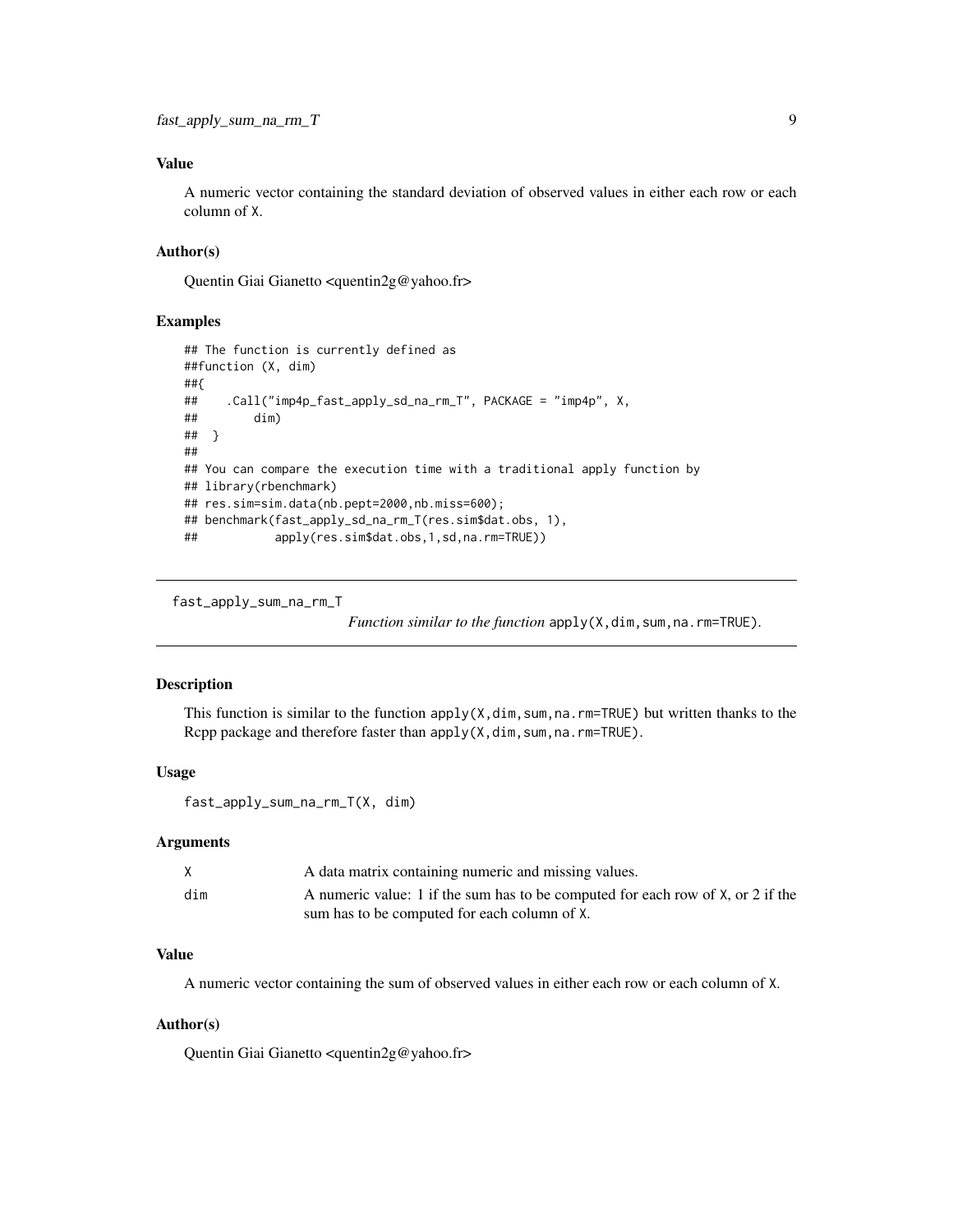### Value

A numeric vector containing the standard deviation of observed values in either each row or each column of X.

### Author(s)

Quentin Giai Gianetto <quentin2g@yahoo.fr>

### Examples

```
## The function is currently defined as
##function (X, dim)
##{
##    .Call("imp4p_fast_apply_sd_na_rm_T", PACKAGE = "imp4p", X,
##        dim)
##  }
##
## You can compare the execution time with a traditional apply function by
## library(rbenchmark)
## res.sim=sim.data(nb.pept=2000,nb.miss=600);
## benchmark(fast_apply_sd_na_rm_T(res.sim$dat.obs, 1),
##           apply(res.sim$dat.obs,1,sd,na.rm=TRUE))
```

---

## fast_apply_sum_na_rm_T

*Function similar to the function* `apply(X,dim,sum,na.rm=TRUE)`.

---

### Description

This function is similar to the function `apply(X,dim,sum,na.rm=TRUE)` but written thanks to the Rcpp package and therefore faster than `apply(X,dim,sum,na.rm=TRUE)`.

### Usage

```
fast_apply_sum_na_rm_T(X, dim)
```

### Arguments

| | |
|---|---|
| X | A data matrix containing numeric and missing values. |
| dim | A numeric value: 1 if the sum has to be computed for each row of X, or 2 if the sum has to be computed for each column of X. |

### Value

A numeric vector containing the sum of observed values in either each row or each column of X.

### Author(s)

Quentin Giai Gianetto <quentin2g@yahoo.fr>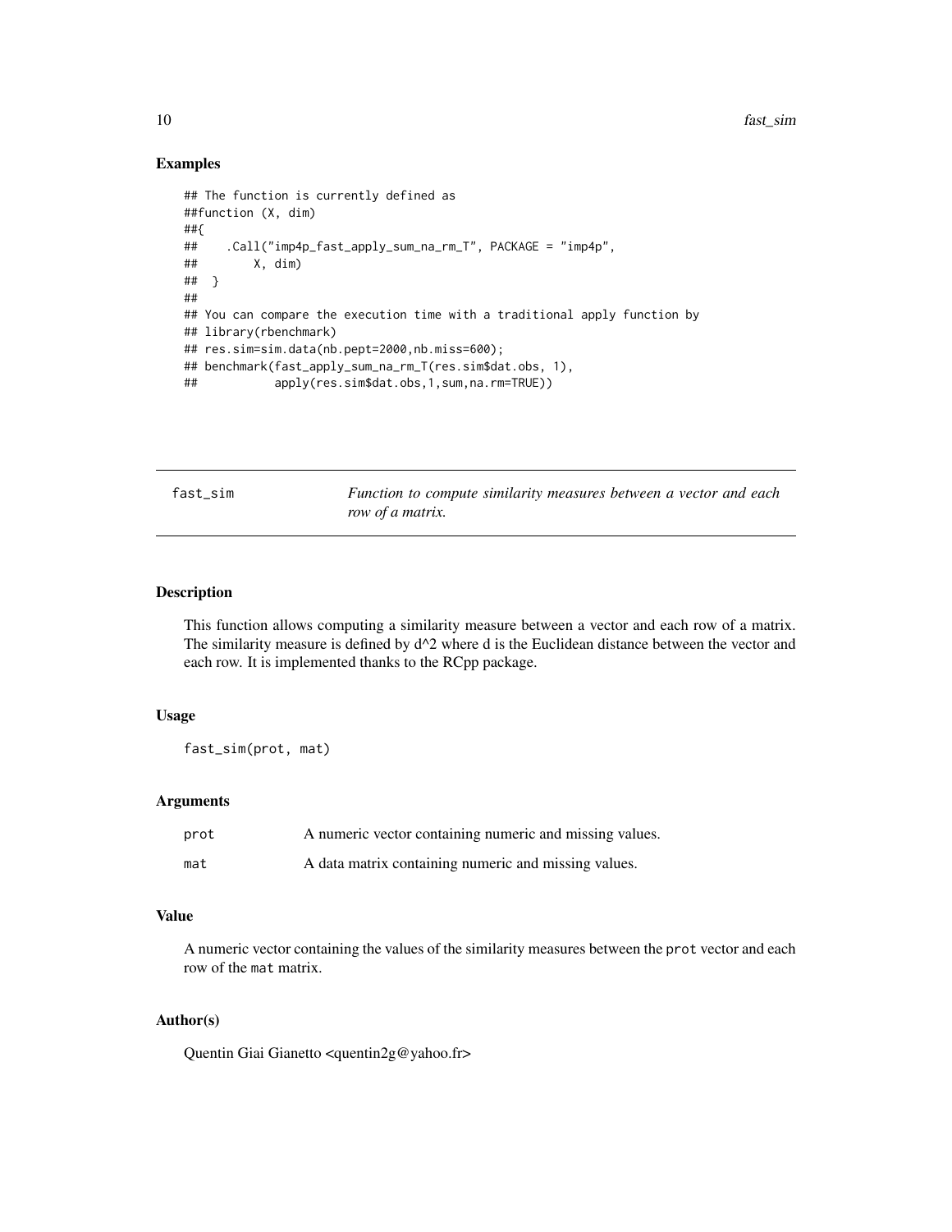### Examples

```
## The function is currently defined as
##function (X, dim)
##{
##    .Call("imp4p_fast_apply_sum_na_rm_T", PACKAGE = "imp4p",
##        X, dim)
##  }
##
## You can compare the execution time with a traditional apply function by
## library(rbenchmark)
## res.sim=sim.data(nb.pept=2000,nb.miss=600);
## benchmark(fast_apply_sum_na_rm_T(res.sim$dat.obs, 1),
##           apply(res.sim$dat.obs,1,sum,na.rm=TRUE))
```

---

## fast_sim — *Function to compute similarity measures between a vector and each row of a matrix.*

---

### Description

This function allows computing a similarity measure between a vector and each row of a matrix. The similarity measure is defined by d^2 where d is the Euclidean distance between the vector and each row. It is implemented thanks to the RCpp package.

### Usage

```
fast_sim(prot, mat)
```

### Arguments

| | |
|---|---|
| prot | A numeric vector containing numeric and missing values. |
| mat | A data matrix containing numeric and missing values. |

### Value

A numeric vector containing the values of the similarity measures between the `prot` vector and each row of the `mat` matrix.

### Author(s)

Quentin Giai Gianetto <quentin2g@yahoo.fr>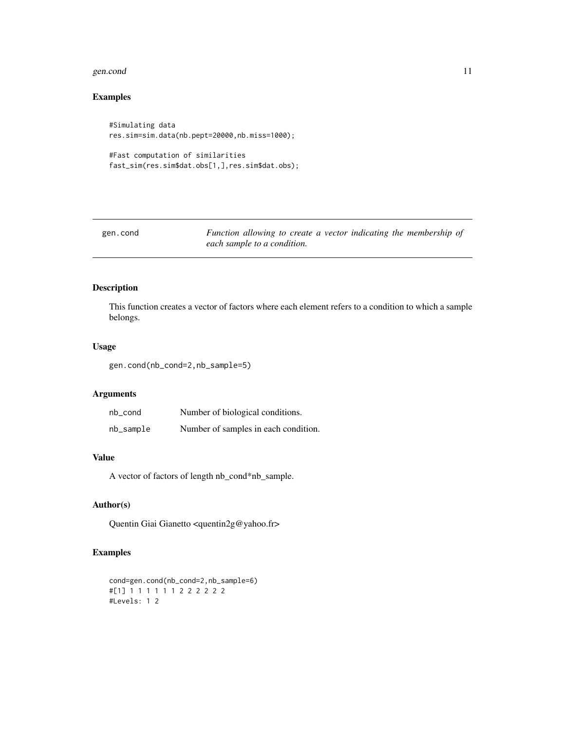## Examples

```
#Simulating data
res.sim=sim.data(nb.pept=20000,nb.miss=1000);

#Fast computation of similarities
fast_sim(res.sim$dat.obs[1,],res.sim$dat.obs);
```

---

# gen.cond

*Function allowing to create a vector indicating the membership of each sample to a condition.*

---

## Description

This function creates a vector of factors where each element refers to a condition to which a sample belongs.

## Usage

```
gen.cond(nb_cond=2,nb_sample=5)
```

## Arguments

| | |
|---|---|
| nb_cond | Number of biological conditions. |
| nb_sample | Number of samples in each condition. |

## Value

A vector of factors of length nb_cond*nb_sample.

## Author(s)

Quentin Giai Gianetto <quentin2g@yahoo.fr>

## Examples

```
cond=gen.cond(nb_cond=2,nb_sample=6)
#[1] 1 1 1 1 1 1 2 2 2 2 2 2
#Levels: 1 2
```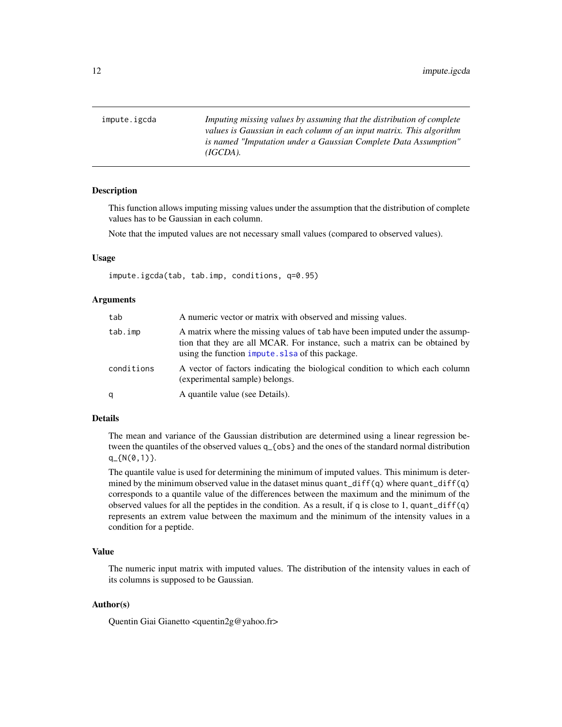## impute.igcda

*Imputing missing values by assuming that the distribution of complete values is Gaussian in each column of an input matrix. This algorithm is named "Imputation under a Gaussian Complete Data Assumption" (IGCDA).*

### Description

This function allows imputing missing values under the assumption that the distribution of complete values has to be Gaussian in each column.

Note that the imputed values are not necessary small values (compared to observed values).

### Usage

```
impute.igcda(tab, tab.imp, conditions, q=0.95)
```

### Arguments

| | |
|---|---|
| tab | A numeric vector or matrix with observed and missing values. |
| tab.imp | A matrix where the missing values of tab have been imputed under the assumption that they are all MCAR. For instance, such a matrix can be obtained by using the function impute.slsa of this package. |
| conditions | A vector of factors indicating the biological condition to which each column (experimental sample) belongs. |
| q | A quantile value (see Details). |

### Details

The mean and variance of the Gaussian distribution are determined using a linear regression between the quantiles of the observed values `q_{obs}` and the ones of the standard normal distribution `q_{N(0,1)}`.

The quantile value is used for determining the minimum of imputed values. This minimum is determined by the minimum observed value in the dataset minus `quant_diff(q)` where `quant_diff(q)` corresponds to a quantile value of the differences between the maximum and the minimum of the observed values for all the peptides in the condition. As a result, if `q` is close to 1, `quant_diff(q)` represents an extrem value between the maximum and the minimum of the intensity values in a condition for a peptide.

### Value

The numeric input matrix with imputed values. The distribution of the intensity values in each of its columns is supposed to be Gaussian.

### Author(s)

Quentin Giai Gianetto <quentin2g@yahoo.fr>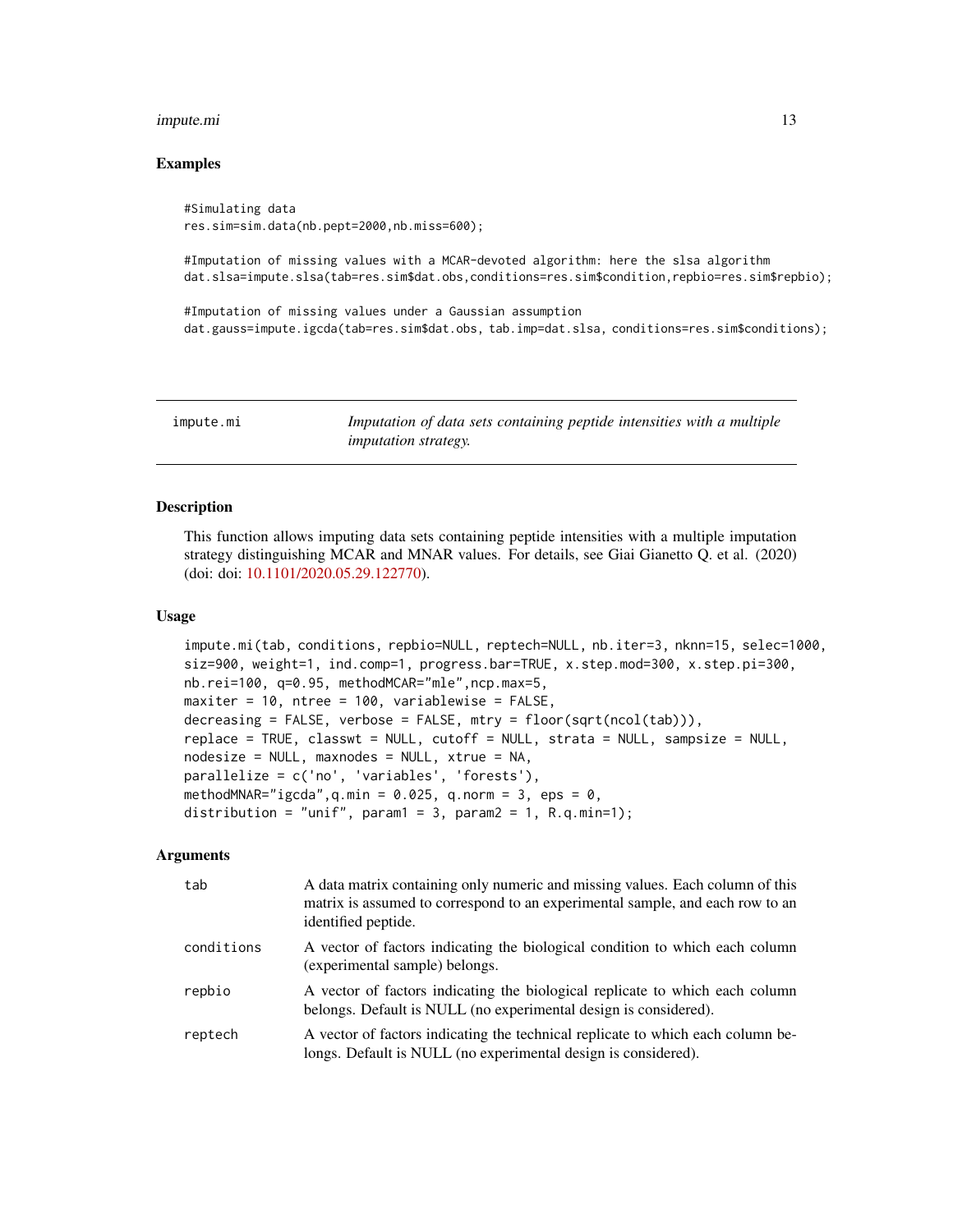## Examples

```
#Simulating data
res.sim=sim.data(nb.pept=2000,nb.miss=600);

#Imputation of missing values with a MCAR-devoted algorithm: here the slsa algorithm
dat.slsa=impute.slsa(tab=res.sim$dat.obs,conditions=res.sim$condition,repbio=res.sim$repbio);

#Imputation of missing values under a Gaussian assumption
dat.gauss=impute.igcda(tab=res.sim$dat.obs, tab.imp=dat.slsa, conditions=res.sim$conditions);
```

---

# impute.mi

*Imputation of data sets containing peptide intensities with a multiple imputation strategy.*

---

## Description

This function allows imputing data sets containing peptide intensities with a multiple imputation strategy distinguishing MCAR and MNAR values. For details, see Giai Gianetto Q. et al. (2020) (doi: doi: 10.1101/2020.05.29.122770).

## Usage

```
impute.mi(tab, conditions, repbio=NULL, reptech=NULL, nb.iter=3, nknn=15, selec=1000,
siz=900, weight=1, ind.comp=1, progress.bar=TRUE, x.step.mod=300, x.step.pi=300,
nb.rei=100, q=0.95, methodMCAR="mle",ncp.max=5,
maxiter = 10, ntree = 100, variablewise = FALSE,
decreasing = FALSE, verbose = FALSE, mtry = floor(sqrt(ncol(tab))),
replace = TRUE, classwt = NULL, cutoff = NULL, strata = NULL, sampsize = NULL,
nodesize = NULL, maxnodes = NULL, xtrue = NA,
parallelize = c('no', 'variables', 'forests'),
methodMNAR="igcda",q.min = 0.025, q.norm = 3, eps = 0,
distribution = "unif", param1 = 3, param2 = 1, R.q.min=1);
```

## Arguments

| | |
|---|---|
| tab | A data matrix containing only numeric and missing values. Each column of this matrix is assumed to correspond to an experimental sample, and each row to an identified peptide. |
| conditions | A vector of factors indicating the biological condition to which each column (experimental sample) belongs. |
| repbio | A vector of factors indicating the biological replicate to which each column belongs. Default is NULL (no experimental design is considered). |
| reptech | A vector of factors indicating the technical replicate to which each column belongs. Default is NULL (no experimental design is considered). |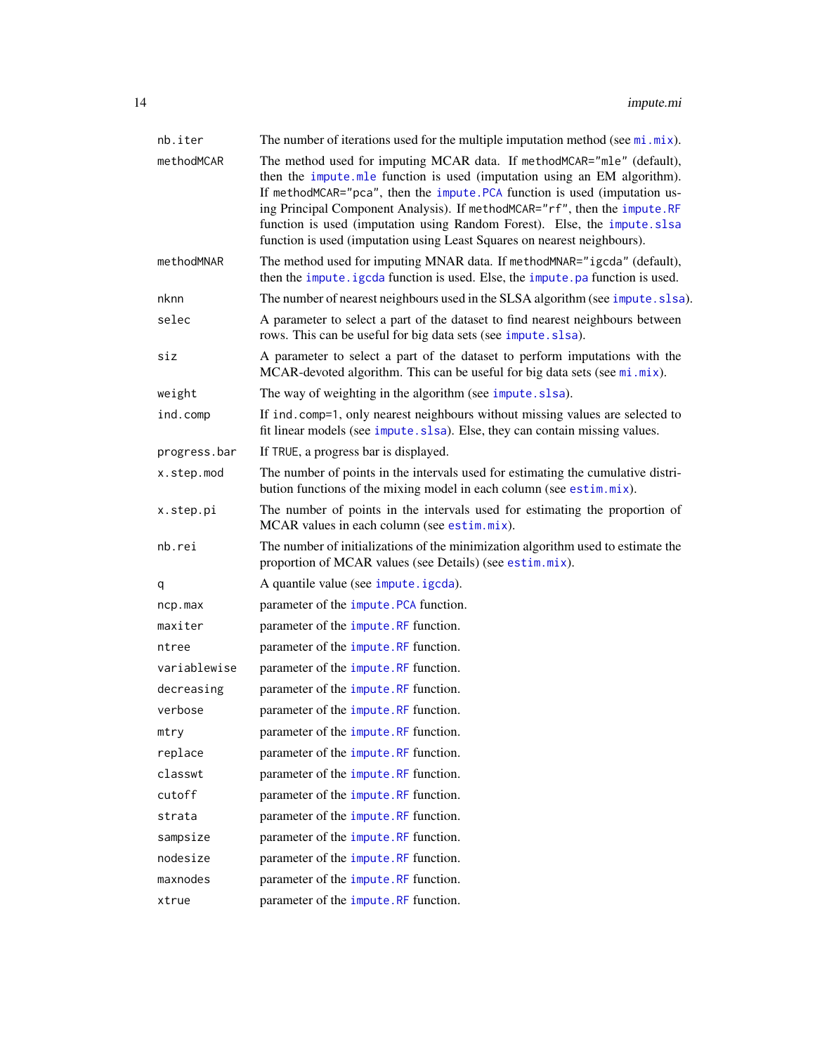| | |
|---|---|
| `nb.iter` | The number of iterations used for the multiple imputation method (see `mi.mix`). |
| `methodMCAR` | The method used for imputing MCAR data. If `methodMCAR="mle"` (default), then the `impute.mle` function is used (imputation using an EM algorithm). If `methodMCAR="pca"`, then the `impute.PCA` function is used (imputation using Principal Component Analysis). If `methodMCAR="rf"`, then the `impute.RF` function is used (imputation using Random Forest). Else, the `impute.slsa` function is used (imputation using Least Squares on nearest neighbours). |
| `methodMNAR` | The method used for imputing MNAR data. If `methodMNAR="igcda"` (default), then the `impute.igcda` function is used. Else, the `impute.pa` function is used. |
| `nknn` | The number of nearest neighbours used in the SLSA algorithm (see `impute.slsa`). |
| `selec` | A parameter to select a part of the dataset to find nearest neighbours between rows. This can be useful for big data sets (see `impute.slsa`). |
| `siz` | A parameter to select a part of the dataset to perform imputations with the MCAR-devoted algorithm. This can be useful for big data sets (see `mi.mix`). |
| `weight` | The way of weighting in the algorithm (see `impute.slsa`). |
| `ind.comp` | If `ind.comp=1`, only nearest neighbours without missing values are selected to fit linear models (see `impute.slsa`). Else, they can contain missing values. |
| `progress.bar` | If `TRUE`, a progress bar is displayed. |
| `x.step.mod` | The number of points in the intervals used for estimating the cumulative distribution functions of the mixing model in each column (see `estim.mix`). |
| `x.step.pi` | The number of points in the intervals used for estimating the proportion of MCAR values in each column (see `estim.mix`). |
| `nb.rei` | The number of initializations of the minimization algorithm used to estimate the proportion of MCAR values (see Details) (see `estim.mix`). |
| `q` | A quantile value (see `impute.igcda`). |
| `ncp.max` | parameter of the `impute.PCA` function. |
| `maxiter` | parameter of the `impute.RF` function. |
| `ntree` | parameter of the `impute.RF` function. |
| `variablewise` | parameter of the `impute.RF` function. |
| `decreasing` | parameter of the `impute.RF` function. |
| `verbose` | parameter of the `impute.RF` function. |
| `mtry` | parameter of the `impute.RF` function. |
| `replace` | parameter of the `impute.RF` function. |
| `classwt` | parameter of the `impute.RF` function. |
| `cutoff` | parameter of the `impute.RF` function. |
| `strata` | parameter of the `impute.RF` function. |
| `sampsize` | parameter of the `impute.RF` function. |
| `nodesize` | parameter of the `impute.RF` function. |
| `maxnodes` | parameter of the `impute.RF` function. |
| `xtrue` | parameter of the `impute.RF` function. |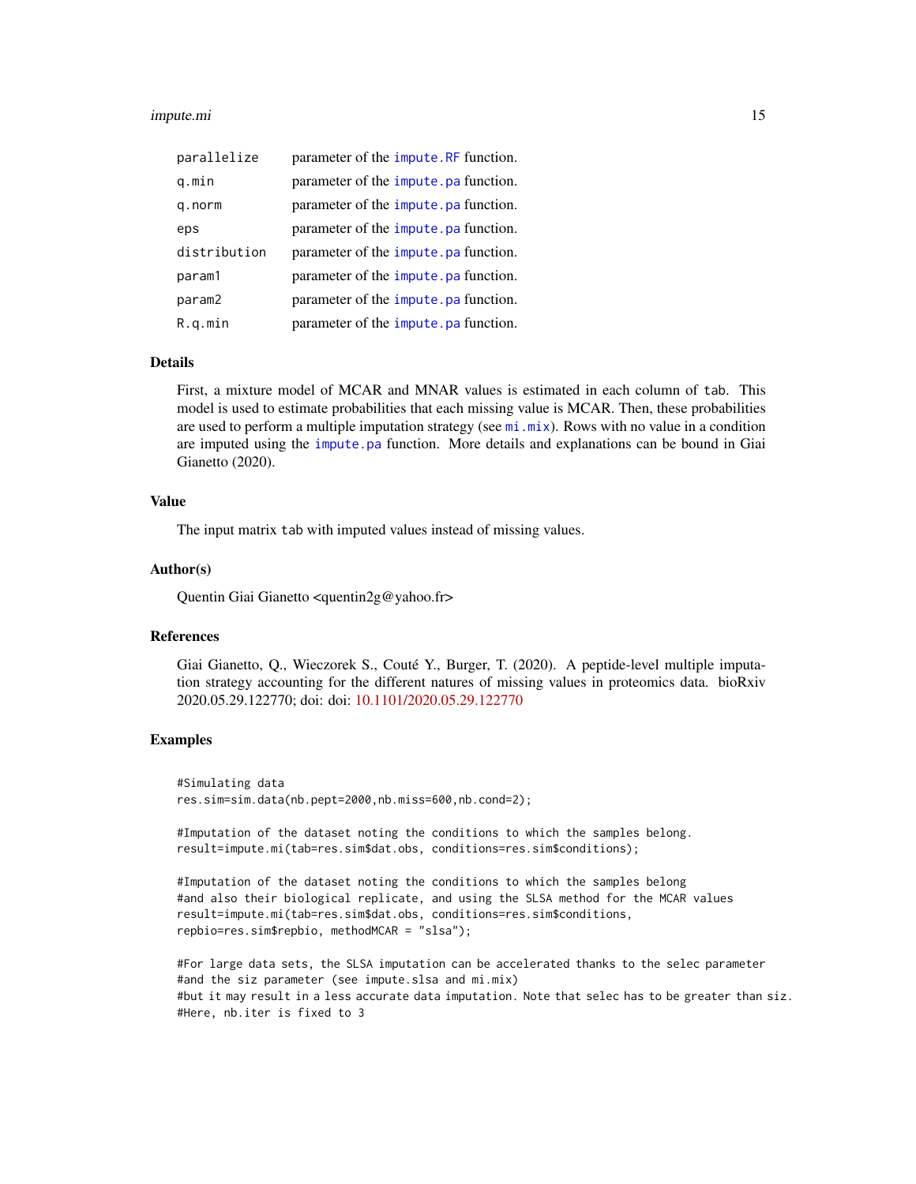| | |
|---|---|
| parallelize | parameter of the impute.RF function. |
| q.min | parameter of the impute.pa function. |
| q.norm | parameter of the impute.pa function. |
| eps | parameter of the impute.pa function. |
| distribution | parameter of the impute.pa function. |
| param1 | parameter of the impute.pa function. |
| param2 | parameter of the impute.pa function. |
| R.q.min | parameter of the impute.pa function. |

### Details

First, a mixture model of MCAR and MNAR values is estimated in each column of tab. This model is used to estimate probabilities that each missing value is MCAR. Then, these probabilities are used to perform a multiple imputation strategy (see mi.mix). Rows with no value in a condition are imputed using the impute.pa function. More details and explanations can be bound in Giai Gianetto (2020).

### Value

The input matrix tab with imputed values instead of missing values.

### Author(s)

Quentin Giai Gianetto <quentin2g@yahoo.fr>

### References

Giai Gianetto, Q., Wieczorek S., Couté Y., Burger, T. (2020). A peptide-level multiple imputation strategy accounting for the different natures of missing values in proteomics data. bioRxiv 2020.05.29.122770; doi: doi: 10.1101/2020.05.29.122770

### Examples

```
#Simulating data
res.sim=sim.data(nb.pept=2000,nb.miss=600,nb.cond=2);

#Imputation of the dataset noting the conditions to which the samples belong.
result=impute.mi(tab=res.sim$dat.obs, conditions=res.sim$conditions);

#Imputation of the dataset noting the conditions to which the samples belong
#and also their biological replicate, and using the SLSA method for the MCAR values
result=impute.mi(tab=res.sim$dat.obs, conditions=res.sim$conditions,
repbio=res.sim$repbio, methodMCAR = "slsa");

#For large data sets, the SLSA imputation can be accelerated thanks to the selec parameter
#and the siz parameter (see impute.slsa and mi.mix)
#but it may result in a less accurate data imputation. Note that selec has to be greater than siz.
#Here, nb.iter is fixed to 3
```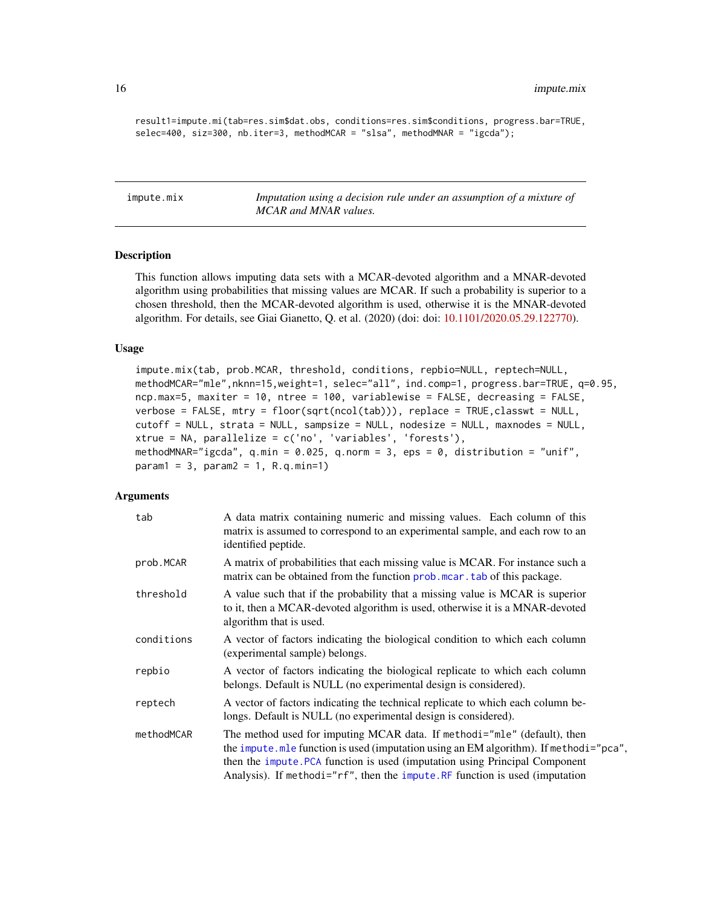```
result1=impute.mi(tab=res.sim$dat.obs, conditions=res.sim$conditions, progress.bar=TRUE,
selec=400, siz=300, nb.iter=3, methodMCAR = "slsa", methodMNAR = "igcda");
```

## impute.mix

*Imputation using a decision rule under an assumption of a mixture of MCAR and MNAR values.*

### Description

This function allows imputing data sets with a MCAR-devoted algorithm and a MNAR-devoted algorithm using probabilities that missing values are MCAR. If such a probability is superior to a chosen threshold, then the MCAR-devoted algorithm is used, otherwise it is the MNAR-devoted algorithm. For details, see Giai Gianetto, Q. et al. (2020) (doi: doi: 10.1101/2020.05.29.122770).

### Usage

```
impute.mix(tab, prob.MCAR, threshold, conditions, repbio=NULL, reptech=NULL,
methodMCAR="mle",nknn=15,weight=1, selec="all", ind.comp=1, progress.bar=TRUE, q=0.95,
ncp.max=5, maxiter = 10, ntree = 100, variablewise = FALSE, decreasing = FALSE,
verbose = FALSE, mtry = floor(sqrt(ncol(tab))), replace = TRUE,classwt = NULL,
cutoff = NULL, strata = NULL, sampsize = NULL, nodesize = NULL, maxnodes = NULL,
xtrue = NA, parallelize = c('no', 'variables', 'forests'),
methodMNAR="igcda", q.min = 0.025, q.norm = 3, eps = 0, distribution = "unif",
param1 = 3, param2 = 1, R.q.min=1)
```

### Arguments

| | |
|---|---|
| tab | A data matrix containing numeric and missing values. Each column of this matrix is assumed to correspond to an experimental sample, and each row to an identified peptide. |
| prob.MCAR | A matrix of probabilities that each missing value is MCAR. For instance such a matrix can be obtained from the function prob.mcar.tab of this package. |
| threshold | A value such that if the probability that a missing value is MCAR is superior to it, then a MCAR-devoted algorithm is used, otherwise it is a MNAR-devoted algorithm that is used. |
| conditions | A vector of factors indicating the biological condition to which each column (experimental sample) belongs. |
| repbio | A vector of factors indicating the biological replicate to which each column belongs. Default is NULL (no experimental design is considered). |
| reptech | A vector of factors indicating the technical replicate to which each column belongs. Default is NULL (no experimental design is considered). |
| methodMCAR | The method used for imputing MCAR data. If methodi="mle" (default), then the impute.mle function is used (imputation using an EM algorithm). If methodi="pca", then the impute.PCA function is used (imputation using Principal Component Analysis). If methodi="rf", then the impute.RF function is used (imputation |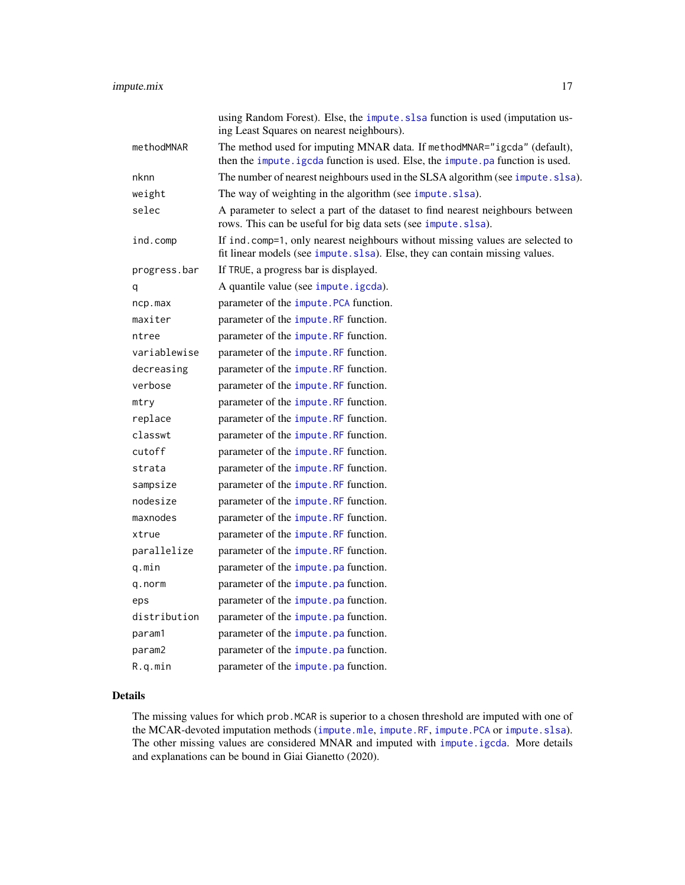| | |
|---|---|
| | using Random Forest). Else, the `impute.slsa` function is used (imputation using Least Squares on nearest neighbours). |
| `methodMNAR` | The method used for imputing MNAR data. If `methodMNAR="igcda"` (default), then the `impute.igcda` function is used. Else, the `impute.pa` function is used. |
| `nknn` | The number of nearest neighbours used in the SLSA algorithm (see `impute.slsa`). |
| `weight` | The way of weighting in the algorithm (see `impute.slsa`). |
| `selec` | A parameter to select a part of the dataset to find nearest neighbours between rows. This can be useful for big data sets (see `impute.slsa`). |
| `ind.comp` | If `ind.comp=1`, only nearest neighbours without missing values are selected to fit linear models (see `impute.slsa`). Else, they can contain missing values. |
| `progress.bar` | If `TRUE`, a progress bar is displayed. |
| `q` | A quantile value (see `impute.igcda`). |
| `ncp.max` | parameter of the `impute.PCA` function. |
| `maxiter` | parameter of the `impute.RF` function. |
| `ntree` | parameter of the `impute.RF` function. |
| `variablewise` | parameter of the `impute.RF` function. |
| `decreasing` | parameter of the `impute.RF` function. |
| `verbose` | parameter of the `impute.RF` function. |
| `mtry` | parameter of the `impute.RF` function. |
| `replace` | parameter of the `impute.RF` function. |
| `classwt` | parameter of the `impute.RF` function. |
| `cutoff` | parameter of the `impute.RF` function. |
| `strata` | parameter of the `impute.RF` function. |
| `sampsize` | parameter of the `impute.RF` function. |
| `nodesize` | parameter of the `impute.RF` function. |
| `maxnodes` | parameter of the `impute.RF` function. |
| `xtrue` | parameter of the `impute.RF` function. |
| `parallelize` | parameter of the `impute.RF` function. |
| `q.min` | parameter of the `impute.pa` function. |
| `q.norm` | parameter of the `impute.pa` function. |
| `eps` | parameter of the `impute.pa` function. |
| `distribution` | parameter of the `impute.pa` function. |
| `param1` | parameter of the `impute.pa` function. |
| `param2` | parameter of the `impute.pa` function. |
| `R.q.min` | parameter of the `impute.pa` function. |

## Details

The missing values for which `prob.MCAR` is superior to a chosen threshold are imputed with one of the MCAR-devoted imputation methods (`impute.mle`, `impute.RF`, `impute.PCA` or `impute.slsa`). The other missing values are considered MNAR and imputed with `impute.igcda`. More details and explanations can be bound in Giai Gianetto (2020).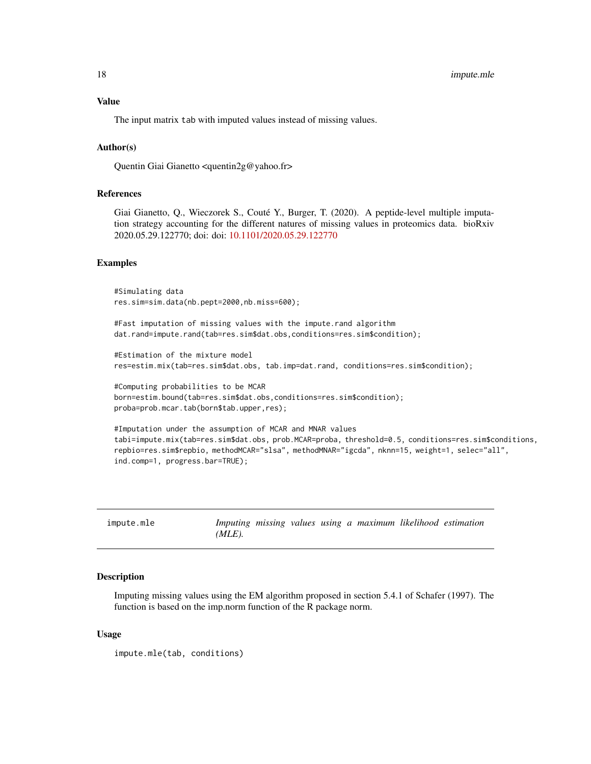### Value

The input matrix `tab` with imputed values instead of missing values.

### Author(s)

Quentin Giai Gianetto <quentin2g@yahoo.fr>

### References

Giai Gianetto, Q., Wieczorek S., Couté Y., Burger, T. (2020). A peptide-level multiple imputation strategy accounting for the different natures of missing values in proteomics data. bioRxiv 2020.05.29.122770; doi: doi: 10.1101/2020.05.29.122770

### Examples

```
#Simulating data
res.sim=sim.data(nb.pept=2000,nb.miss=600);

#Fast imputation of missing values with the impute.rand algorithm
dat.rand=impute.rand(tab=res.sim$dat.obs,conditions=res.sim$condition);

#Estimation of the mixture model
res=estim.mix(tab=res.sim$dat.obs, tab.imp=dat.rand, conditions=res.sim$condition);

#Computing probabilities to be MCAR
born=estim.bound(tab=res.sim$dat.obs,conditions=res.sim$condition);
proba=prob.mcar.tab(born$tab.upper,res);

#Imputation under the assumption of MCAR and MNAR values
tabi=impute.mix(tab=res.sim$dat.obs, prob.MCAR=proba, threshold=0.5, conditions=res.sim$conditions,
repbio=res.sim$repbio, methodMCAR="slsa", methodMNAR="igcda", nknn=15, weight=1, selec="all",
ind.comp=1, progress.bar=TRUE);
```

---

## impute.mle — *Imputing missing values using a maximum likelihood estimation (MLE).*

### Description

Imputing missing values using the EM algorithm proposed in section 5.4.1 of Schafer (1997). The function is based on the imp.norm function of the R package norm.

### Usage

```
impute.mle(tab, conditions)
```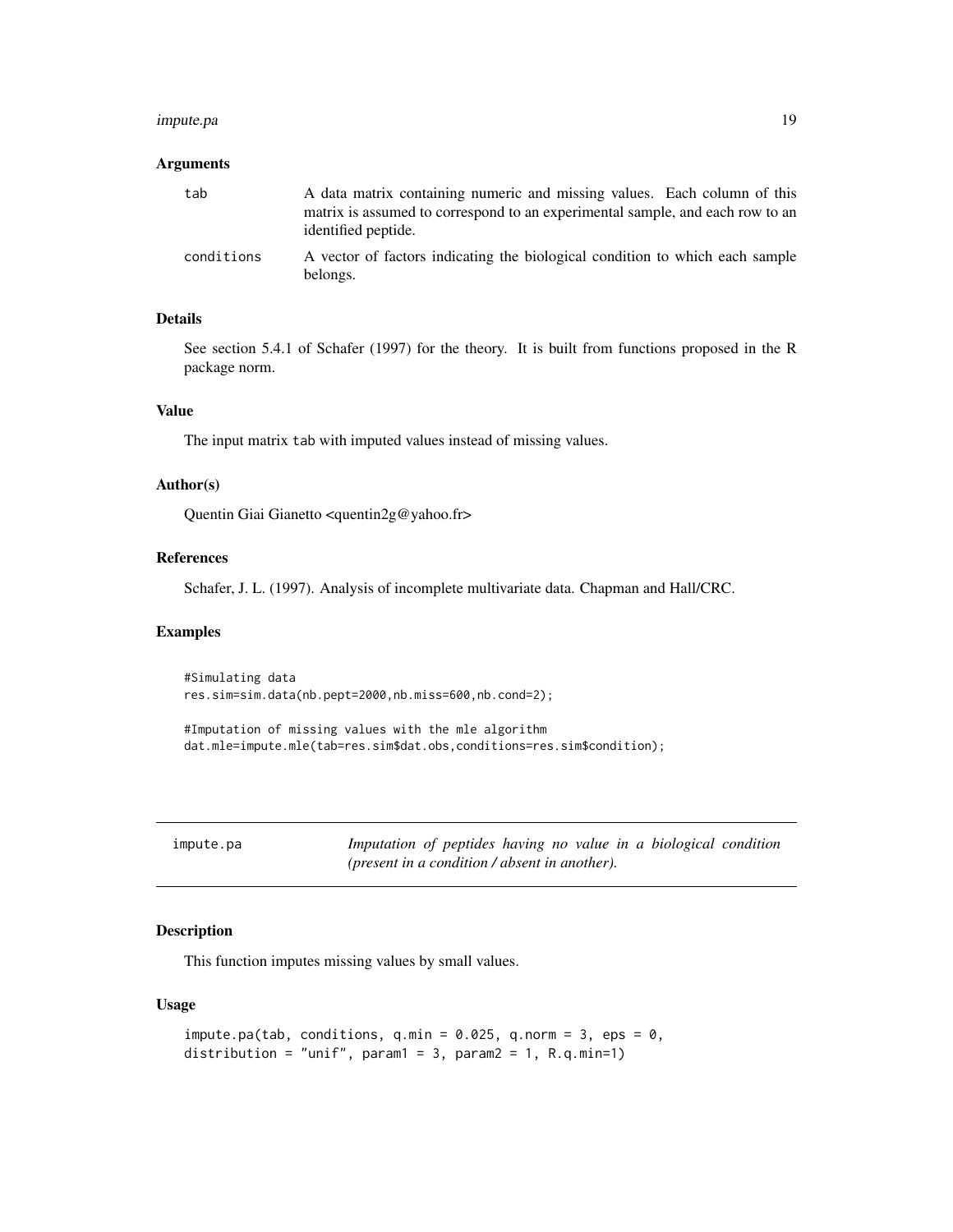### Arguments

| | |
|---|---|
| tab | A data matrix containing numeric and missing values. Each column of this matrix is assumed to correspond to an experimental sample, and each row to an identified peptide. |
| conditions | A vector of factors indicating the biological condition to which each sample belongs. |

### Details

See section 5.4.1 of Schafer (1997) for the theory. It is built from functions proposed in the R package norm.

### Value

The input matrix tab with imputed values instead of missing values.

### Author(s)

Quentin Giai Gianetto <quentin2g@yahoo.fr>

### References

Schafer, J. L. (1997). Analysis of incomplete multivariate data. Chapman and Hall/CRC.

### Examples

```
#Simulating data
res.sim=sim.data(nb.pept=2000,nb.miss=600,nb.cond=2);

#Imputation of missing values with the mle algorithm
dat.mle=impute.mle(tab=res.sim$dat.obs,conditions=res.sim$condition);
```

---

## impute.pa — *Imputation of peptides having no value in a biological condition (present in a condition / absent in another).*

---

### Description

This function imputes missing values by small values.

### Usage

```
impute.pa(tab, conditions, q.min = 0.025, q.norm = 3, eps = 0,
distribution = "unif", param1 = 3, param2 = 1, R.q.min=1)
```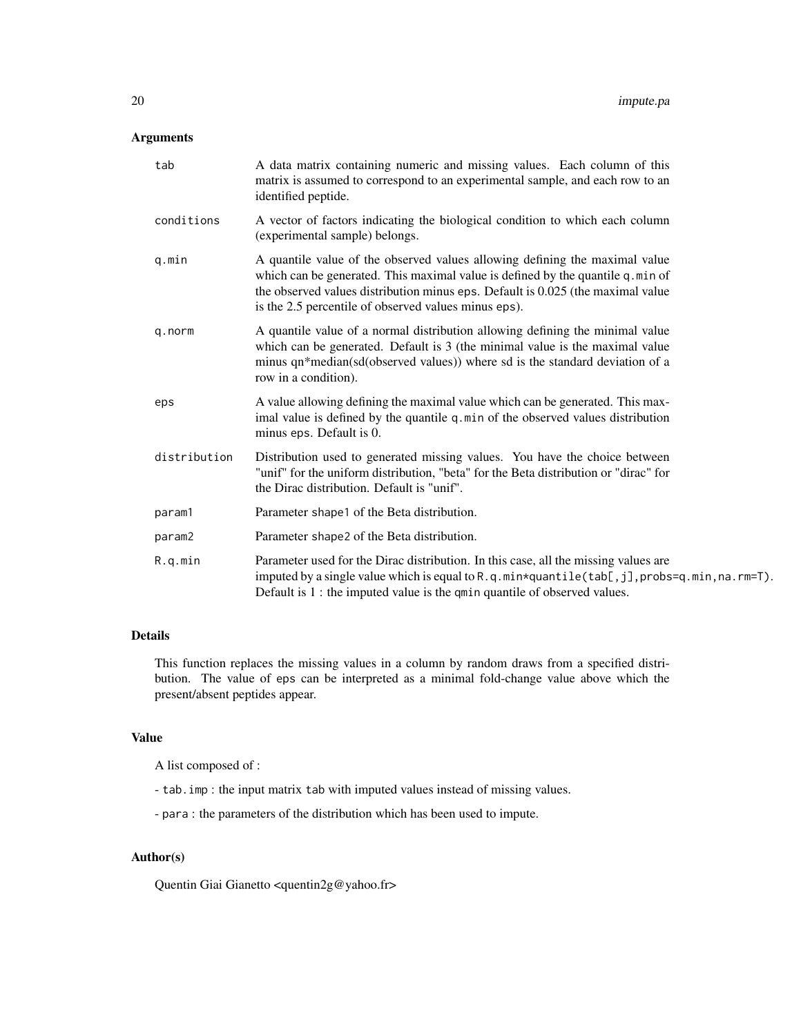## Arguments

| | |
|---|---|
| `tab` | A data matrix containing numeric and missing values. Each column of this matrix is assumed to correspond to an experimental sample, and each row to an identified peptide. |
| `conditions` | A vector of factors indicating the biological condition to which each column (experimental sample) belongs. |
| `q.min` | A quantile value of the observed values allowing defining the maximal value which can be generated. This maximal value is defined by the quantile `q.min` of the observed values distribution minus eps. Default is 0.025 (the maximal value is the 2.5 percentile of observed values minus eps). |
| `q.norm` | A quantile value of a normal distribution allowing defining the minimal value which can be generated. Default is 3 (the minimal value is the maximal value minus qn*median(sd(observed values)) where sd is the standard deviation of a row in a condition). |
| `eps` | A value allowing defining the maximal value which can be generated. This maximal value is defined by the quantile `q.min` of the observed values distribution minus `eps`. Default is 0. |
| `distribution` | Distribution used to generated missing values. You have the choice between "unif" for the uniform distribution, "beta" for the Beta distribution or "dirac" for the Dirac distribution. Default is "unif". |
| `param1` | Parameter `shape1` of the Beta distribution. |
| `param2` | Parameter `shape2` of the Beta distribution. |
| `R.q.min` | Parameter used for the Dirac distribution. In this case, all the missing values are imputed by a single value which is equal to `R.q.min*quantile(tab[,j],probs=q.min,na.rm=T)`. Default is 1 : the imputed value is the `qmin` quantile of observed values. |

## Details

This function replaces the missing values in a column by random draws from a specified distribution. The value of `eps` can be interpreted as a minimal fold-change value above which the present/absent peptides appear.

## Value

A list composed of :

- `tab.imp` : the input matrix `tab` with imputed values instead of missing values.

- `para` : the parameters of the distribution which has been used to impute.

## Author(s)

Quentin Giai Gianetto <quentin2g@yahoo.fr>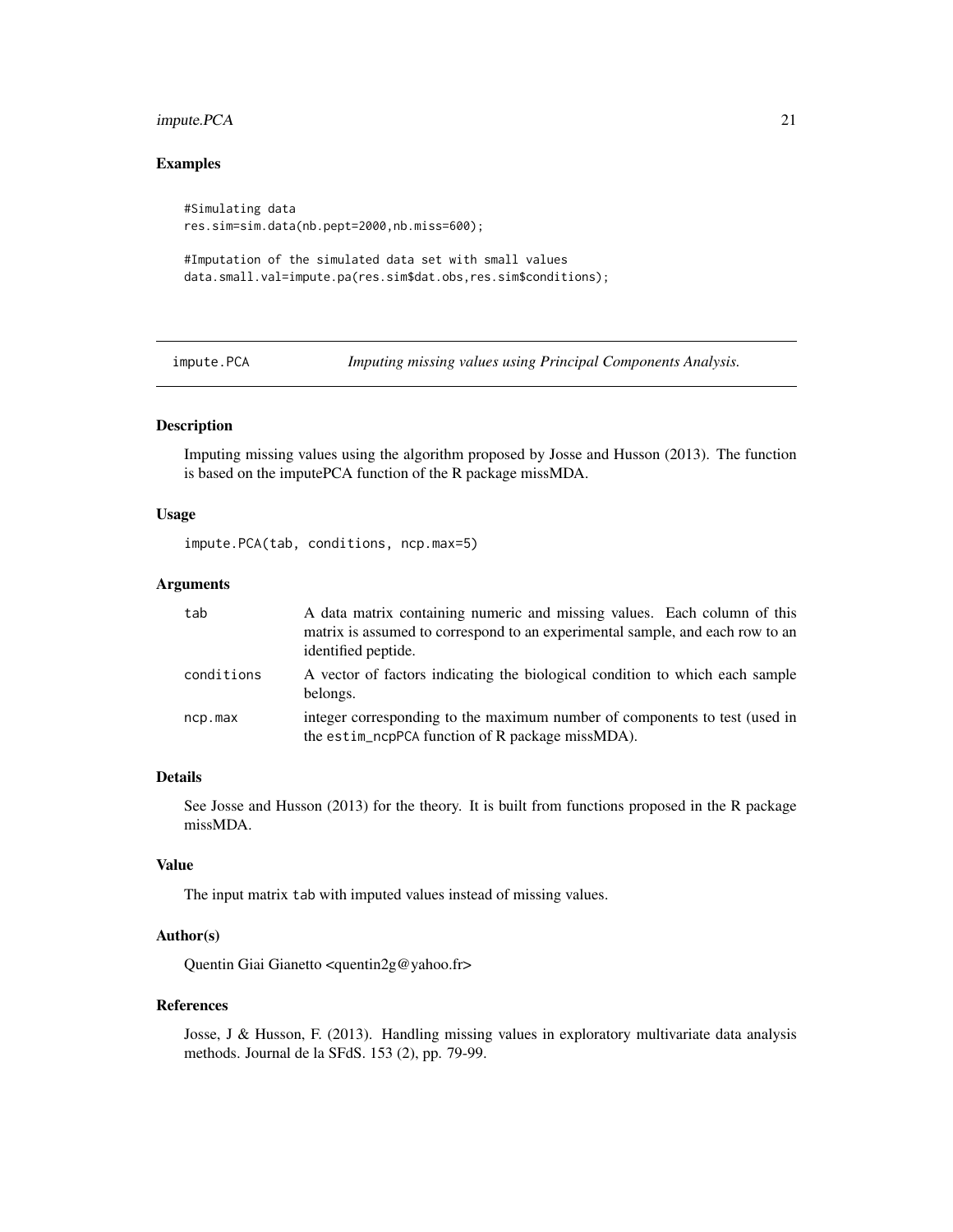### Examples

```
#Simulating data
res.sim=sim.data(nb.pept=2000,nb.miss=600);

#Imputation of the simulated data set with small values
data.small.val=impute.pa(res.sim$dat.obs,res.sim$conditions);
```

---

## impute.PCA *Imputing missing values using Principal Components Analysis.*

---

### Description

Imputing missing values using the algorithm proposed by Josse and Husson (2013). The function is based on the imputePCA function of the R package missMDA.

### Usage

```
impute.PCA(tab, conditions, ncp.max=5)
```

### Arguments

| | |
|---|---|
| `tab` | A data matrix containing numeric and missing values. Each column of this matrix is assumed to correspond to an experimental sample, and each row to an identified peptide. |
| `conditions` | A vector of factors indicating the biological condition to which each sample belongs. |
| `ncp.max` | integer corresponding to the maximum number of components to test (used in the `estim_ncpPCA` function of R package missMDA). |

### Details

See Josse and Husson (2013) for the theory. It is built from functions proposed in the R package missMDA.

### Value

The input matrix `tab` with imputed values instead of missing values.

### Author(s)

Quentin Giai Gianetto <quentin2g@yahoo.fr>

### References

Josse, J & Husson, F. (2013). Handling missing values in exploratory multivariate data analysis methods. Journal de la SFdS. 153 (2), pp. 79-99.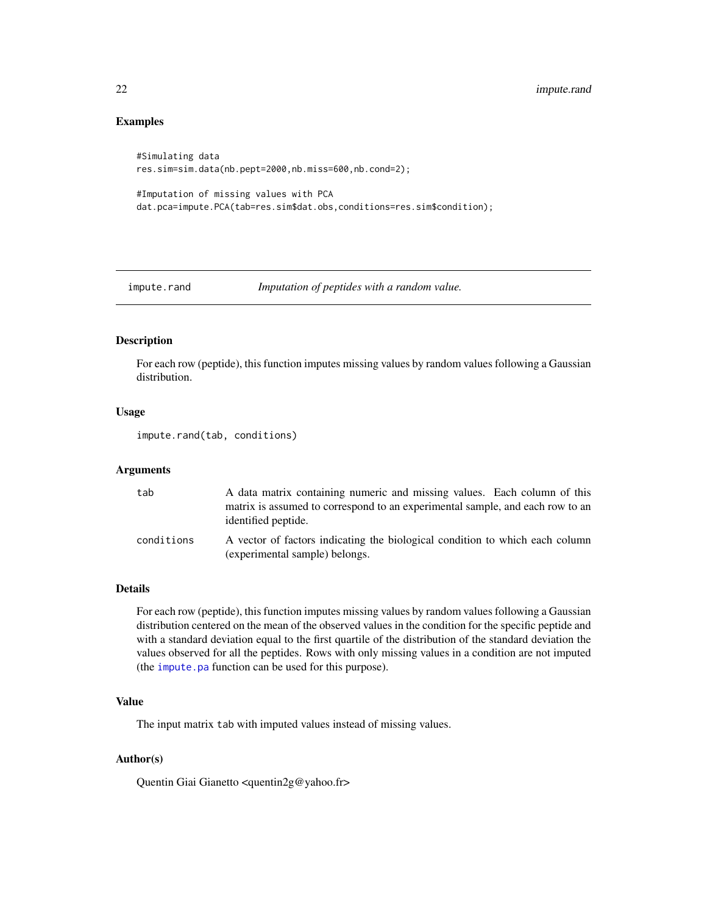## Examples

```
#Simulating data
res.sim=sim.data(nb.pept=2000,nb.miss=600,nb.cond=2);

#Imputation of missing values with PCA
dat.pca=impute.PCA(tab=res.sim$dat.obs,conditions=res.sim$condition);
```

---

# impute.rand — *Imputation of peptides with a random value.*

---

## Description

For each row (peptide), this function imputes missing values by random values following a Gaussian distribution.

## Usage

```
impute.rand(tab, conditions)
```

## Arguments

| | |
|---|---|
| `tab` | A data matrix containing numeric and missing values. Each column of this matrix is assumed to correspond to an experimental sample, and each row to an identified peptide. |
| `conditions` | A vector of factors indicating the biological condition to which each column (experimental sample) belongs. |

## Details

For each row (peptide), this function imputes missing values by random values following a Gaussian distribution centered on the mean of the observed values in the condition for the specific peptide and with a standard deviation equal to the first quartile of the distribution of the standard deviation the values observed for all the peptides. Rows with only missing values in a condition are not imputed (the `impute.pa` function can be used for this purpose).

## Value

The input matrix `tab` with imputed values instead of missing values.

## Author(s)

Quentin Giai Gianetto <quentin2g@yahoo.fr>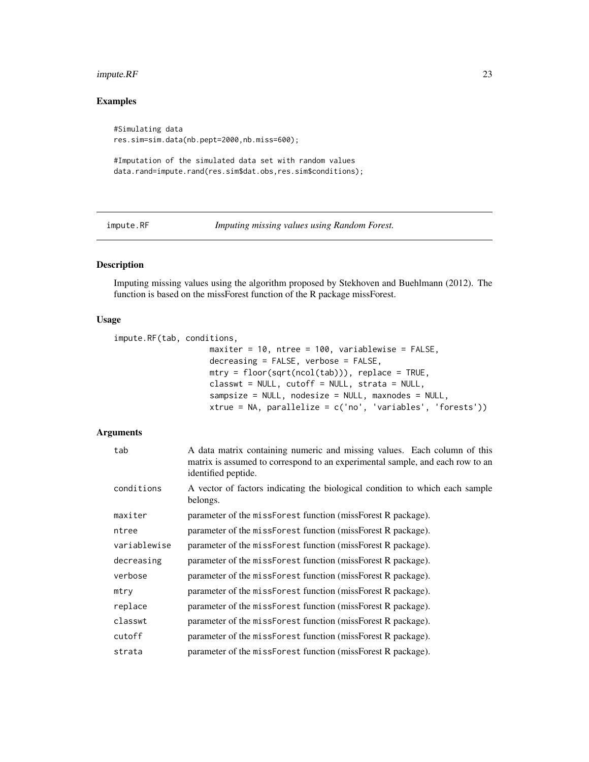## Examples

```
#Simulating data
res.sim=sim.data(nb.pept=2000,nb.miss=600);

#Imputation of the simulated data set with random values
data.rand=impute.rand(res.sim$dat.obs,res.sim$conditions);
```

---

## impute.RF — *Imputing missing values using Random Forest.*

### Description

Imputing missing values using the algorithm proposed by Stekhoven and Buehlmann (2012). The function is based on the missForest function of the R package missForest.

### Usage

```
impute.RF(tab, conditions,
                    maxiter = 10, ntree = 100, variablewise = FALSE,
                    decreasing = FALSE, verbose = FALSE,
                    mtry = floor(sqrt(ncol(tab))), replace = TRUE,
                    classwt = NULL, cutoff = NULL, strata = NULL,
                    sampsize = NULL, nodesize = NULL, maxnodes = NULL,
                    xtrue = NA, parallelize = c('no', 'variables', 'forests'))
```

### Arguments

| | |
|---|---|
| `tab` | A data matrix containing numeric and missing values. Each column of this matrix is assumed to correspond to an experimental sample, and each row to an identified peptide. |
| `conditions` | A vector of factors indicating the biological condition to which each sample belongs. |
| `maxiter` | parameter of the `missForest` function (missForest R package). |
| `ntree` | parameter of the `missForest` function (missForest R package). |
| `variablewise` | parameter of the `missForest` function (missForest R package). |
| `decreasing` | parameter of the `missForest` function (missForest R package). |
| `verbose` | parameter of the `missForest` function (missForest R package). |
| `mtry` | parameter of the `missForest` function (missForest R package). |
| `replace` | parameter of the `missForest` function (missForest R package). |
| `classwt` | parameter of the `missForest` function (missForest R package). |
| `cutoff` | parameter of the `missForest` function (missForest R package). |
| `strata` | parameter of the `missForest` function (missForest R package). |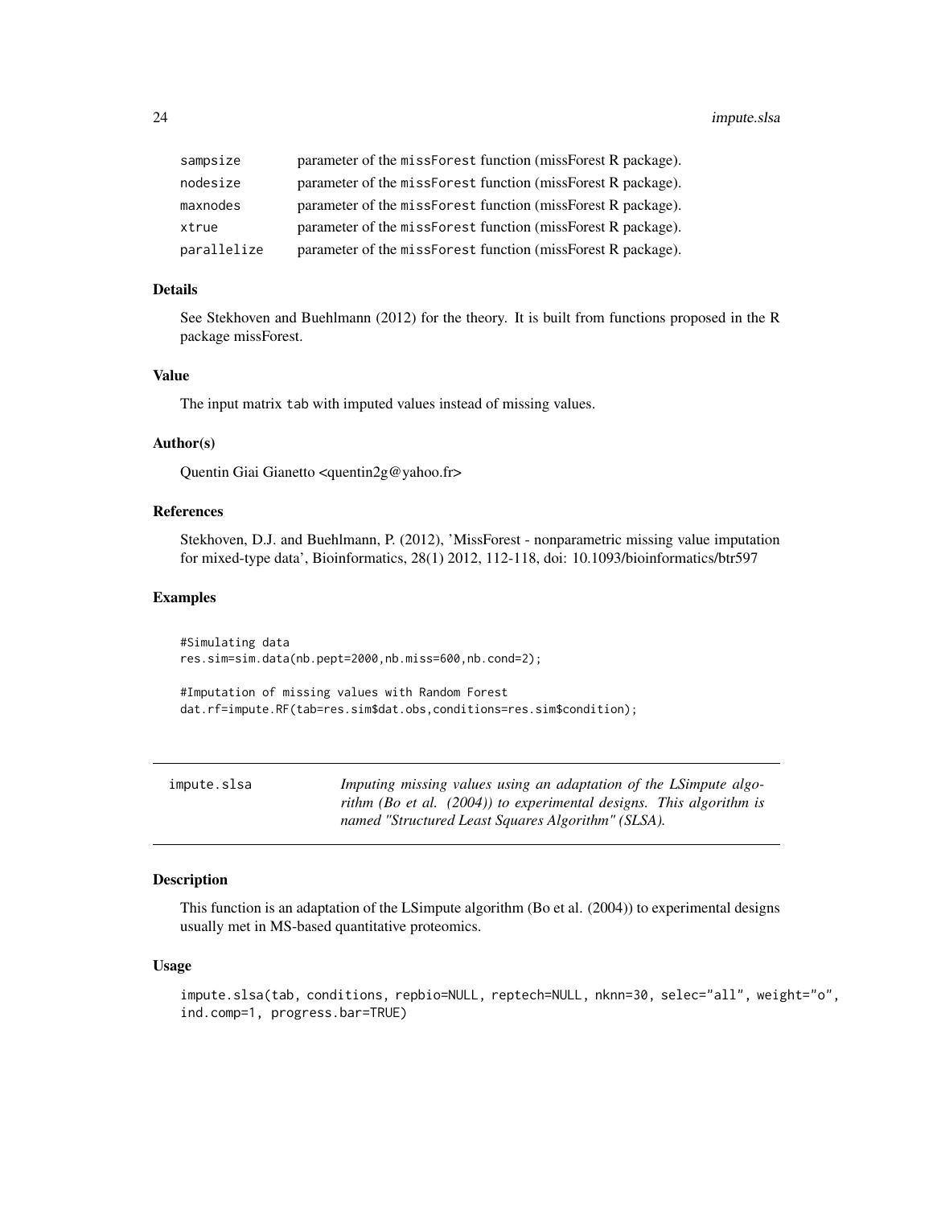| | |
|---|---|
| `sampsize` | parameter of the `missForest` function (missForest R package). |
| `nodesize` | parameter of the `missForest` function (missForest R package). |
| `maxnodes` | parameter of the `missForest` function (missForest R package). |
| `xtrue` | parameter of the `missForest` function (missForest R package). |
| `parallelize` | parameter of the `missForest` function (missForest R package). |

### Details

See Stekhoven and Buehlmann (2012) for the theory. It is built from functions proposed in the R package missForest.

### Value

The input matrix `tab` with imputed values instead of missing values.

### Author(s)

Quentin Giai Gianetto <quentin2g@yahoo.fr>

### References

Stekhoven, D.J. and Buehlmann, P. (2012), 'MissForest - nonparametric missing value imputation for mixed-type data', Bioinformatics, 28(1) 2012, 112-118, doi: 10.1093/bioinformatics/btr597

### Examples

```
#Simulating data
res.sim=sim.data(nb.pept=2000,nb.miss=600,nb.cond=2);

#Imputation of missing values with Random Forest
dat.rf=impute.RF(tab=res.sim$dat.obs,conditions=res.sim$condition);
```

---

## impute.slsa

*Imputing missing values using an adaptation of the LSimpute algorithm (Bo et al. (2004)) to experimental designs. This algorithm is named "Structured Least Squares Algorithm" (SLSA).*

---

### Description

This function is an adaptation of the LSimpute algorithm (Bo et al. (2004)) to experimental designs usually met in MS-based quantitative proteomics.

### Usage

```
impute.slsa(tab, conditions, repbio=NULL, reptech=NULL, nknn=30, selec="all", weight="o",
ind.comp=1, progress.bar=TRUE)
```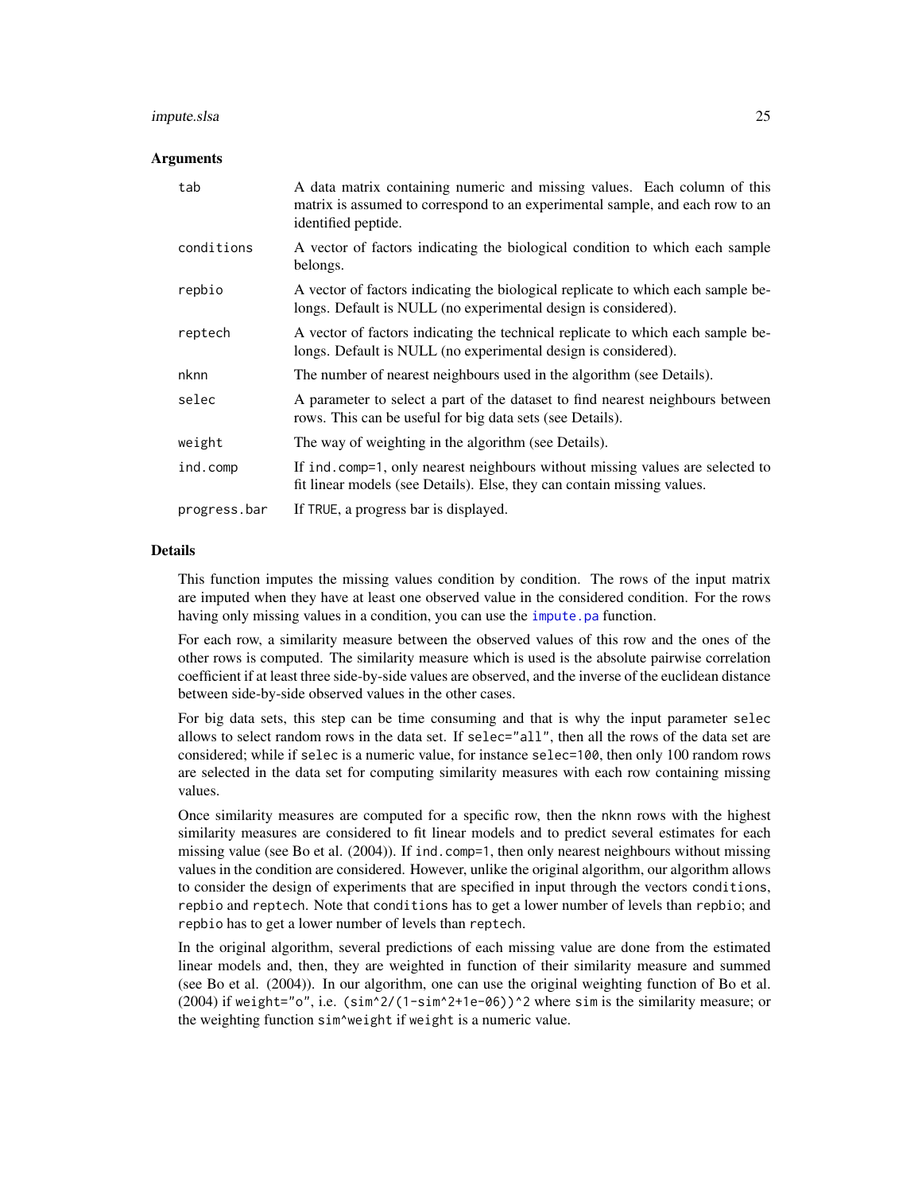### Arguments

| | |
|---|---|
| `tab` | A data matrix containing numeric and missing values. Each column of this matrix is assumed to correspond to an experimental sample, and each row to an identified peptide. |
| `conditions` | A vector of factors indicating the biological condition to which each sample belongs. |
| `repbio` | A vector of factors indicating the biological replicate to which each sample belongs. Default is NULL (no experimental design is considered). |
| `reptech` | A vector of factors indicating the technical replicate to which each sample belongs. Default is NULL (no experimental design is considered). |
| `nknn` | The number of nearest neighbours used in the algorithm (see Details). |
| `selec` | A parameter to select a part of the dataset to find nearest neighbours between rows. This can be useful for big data sets (see Details). |
| `weight` | The way of weighting in the algorithm (see Details). |
| `ind.comp` | If `ind.comp=1`, only nearest neighbours without missing values are selected to fit linear models (see Details). Else, they can contain missing values. |
| `progress.bar` | If `TRUE`, a progress bar is displayed. |

### Details

This function imputes the missing values condition by condition. The rows of the input matrix are imputed when they have at least one observed value in the considered condition. For the rows having only missing values in a condition, you can use the `impute.pa` function.

For each row, a similarity measure between the observed values of this row and the ones of the other rows is computed. The similarity measure which is used is the absolute pairwise correlation coefficient if at least three side-by-side values are observed, and the inverse of the euclidean distance between side-by-side observed values in the other cases.

For big data sets, this step can be time consuming and that is why the input parameter `selec` allows to select random rows in the data set. If `selec="all"`, then all the rows of the data set are considered; while if `selec` is a numeric value, for instance `selec=100`, then only 100 random rows are selected in the data set for computing similarity measures with each row containing missing values.

Once similarity measures are computed for a specific row, then the `nknn` rows with the highest similarity measures are considered to fit linear models and to predict several estimates for each missing value (see Bo et al. (2004)). If `ind.comp=1`, then only nearest neighbours without missing values in the condition are considered. However, unlike the original algorithm, our algorithm allows to consider the design of experiments that are specified in input through the vectors `conditions`, `repbio` and `reptech`. Note that `conditions` has to get a lower number of levels than `repbio`; and `repbio` has to get a lower number of levels than `reptech`.

In the original algorithm, several predictions of each missing value are done from the estimated linear models and, then, they are weighted in function of their similarity measure and summed (see Bo et al. (2004)). In our algorithm, one can use the original weighting function of Bo et al. (2004) if `weight="o"`, i.e. `(sim^2/(1-sim^2+1e-06))^2` where `sim` is the similarity measure; or the weighting function `sim^weight` if `weight` is a numeric value.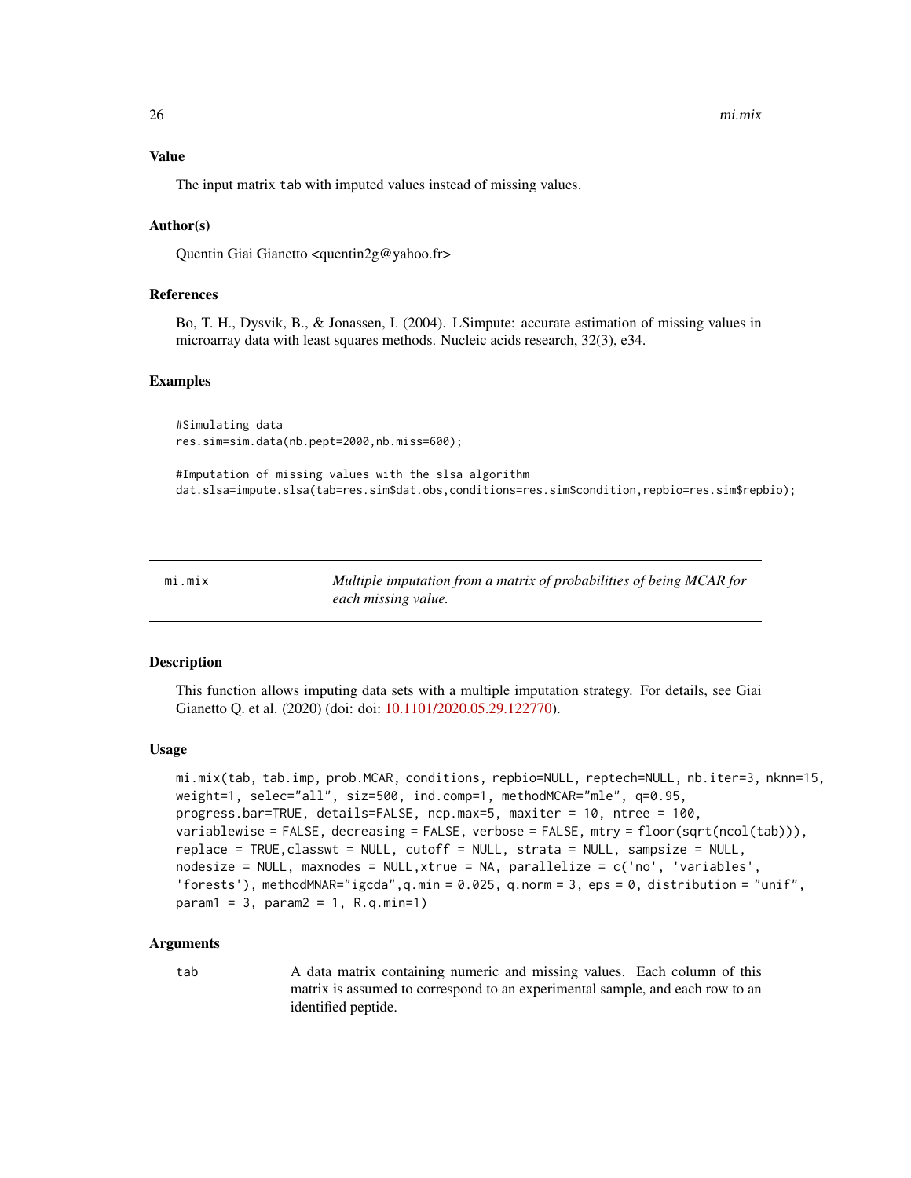### Value

The input matrix tab with imputed values instead of missing values.

### Author(s)

Quentin Giai Gianetto <quentin2g@yahoo.fr>

### References

Bo, T. H., Dysvik, B., & Jonassen, I. (2004). LSimpute: accurate estimation of missing values in microarray data with least squares methods. Nucleic acids research, 32(3), e34.

### Examples

```
#Simulating data
res.sim=sim.data(nb.pept=2000,nb.miss=600);

#Imputation of missing values with the slsa algorithm
dat.slsa=impute.slsa(tab=res.sim$dat.obs,conditions=res.sim$condition,repbio=res.sim$repbio);
```

---

## mi.mix — *Multiple imputation from a matrix of probabilities of being MCAR for each missing value.*

### Description

This function allows imputing data sets with a multiple imputation strategy. For details, see Giai Gianetto Q. et al. (2020) (doi: doi: 10.1101/2020.05.29.122770).

### Usage

```
mi.mix(tab, tab.imp, prob.MCAR, conditions, repbio=NULL, reptech=NULL, nb.iter=3, nknn=15,
weight=1, selec="all", siz=500, ind.comp=1, methodMCAR="mle", q=0.95,
progress.bar=TRUE, details=FALSE, ncp.max=5, maxiter = 10, ntree = 100,
variablewise = FALSE, decreasing = FALSE, verbose = FALSE, mtry = floor(sqrt(ncol(tab))),
replace = TRUE,classwt = NULL, cutoff = NULL, strata = NULL, sampsize = NULL,
nodesize = NULL, maxnodes = NULL,xtrue = NA, parallelize = c('no', 'variables',
'forests'), methodMNAR="igcda",q.min = 0.025, q.norm = 3, eps = 0, distribution = "unif",
param1 = 3, param2 = 1, R.q.min=1)
```

### Arguments

| | |
|---|---|
| tab | A data matrix containing numeric and missing values. Each column of this matrix is assumed to correspond to an experimental sample, and each row to an identified peptide. |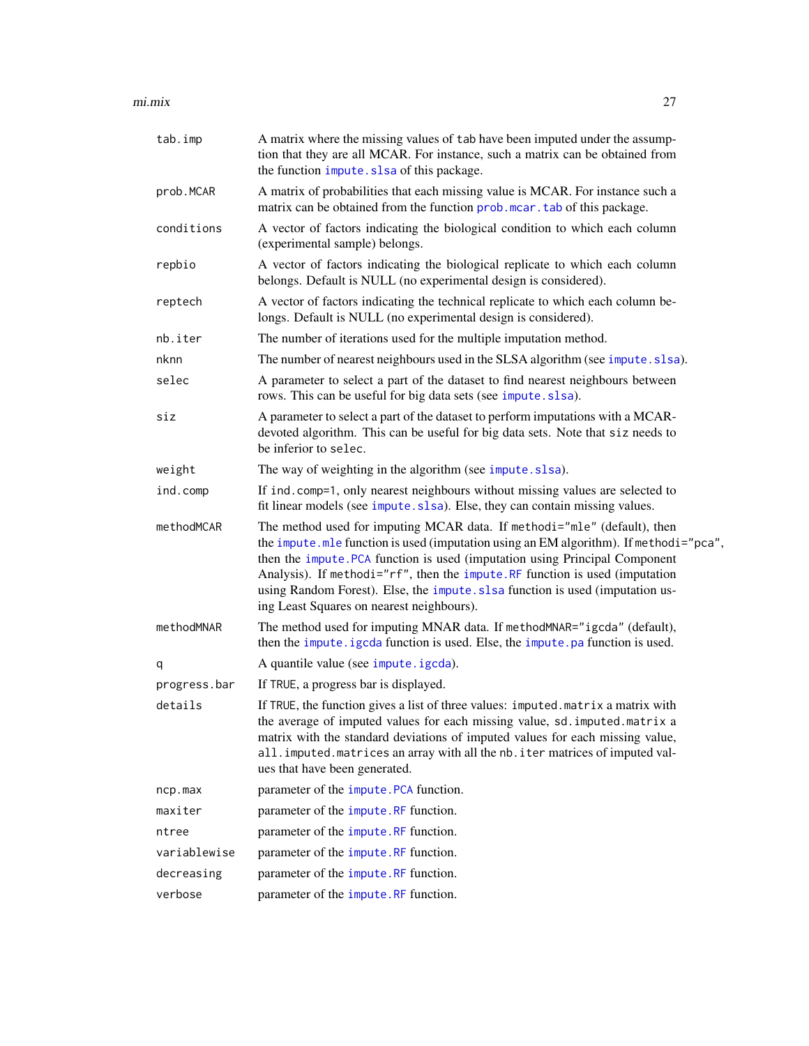| | |
|---|---|
| `tab.imp` | A matrix where the missing values of `tab` have been imputed under the assumption that they are all MCAR. For instance, such a matrix can be obtained from the function `impute.slsa` of this package. |
| `prob.MCAR` | A matrix of probabilities that each missing value is MCAR. For instance such a matrix can be obtained from the function `prob.mcar.tab` of this package. |
| `conditions` | A vector of factors indicating the biological condition to which each column (experimental sample) belongs. |
| `repbio` | A vector of factors indicating the biological replicate to which each column belongs. Default is NULL (no experimental design is considered). |
| `reptech` | A vector of factors indicating the technical replicate to which each column belongs. Default is NULL (no experimental design is considered). |
| `nb.iter` | The number of iterations used for the multiple imputation method. |
| `nknn` | The number of nearest neighbours used in the SLSA algorithm (see `impute.slsa`). |
| `selec` | A parameter to select a part of the dataset to find nearest neighbours between rows. This can be useful for big data sets (see `impute.slsa`). |
| `siz` | A parameter to select a part of the dataset to perform imputations with a MCAR-devoted algorithm. This can be useful for big data sets. Note that `siz` needs to be inferior to `selec`. |
| `weight` | The way of weighting in the algorithm (see `impute.slsa`). |
| `ind.comp` | If `ind.comp=1`, only nearest neighbours without missing values are selected to fit linear models (see `impute.slsa`). Else, they can contain missing values. |
| `methodMCAR` | The method used for imputing MCAR data. If `methodi="mle"` (default), then the `impute.mle` function is used (imputation using an EM algorithm). If `methodi="pca"`, then the `impute.PCA` function is used (imputation using Principal Component Analysis). If `methodi="rf"`, then the `impute.RF` function is used (imputation using Random Forest). Else, the `impute.slsa` function is used (imputation using Least Squares on nearest neighbours). |
| `methodMNAR` | The method used for imputing MNAR data. If `methodMNAR="igcda"` (default), then the `impute.igcda` function is used. Else, the `impute.pa` function is used. |
| `q` | A quantile value (see `impute.igcda`). |
| `progress.bar` | If `TRUE`, a progress bar is displayed. |
| `details` | If `TRUE`, the function gives a list of three values: `imputed.matrix` a matrix with the average of imputed values for each missing value, `sd.imputed.matrix` a matrix with the standard deviations of imputed values for each missing value, `all.imputed.matrices` an array with all the `nb.iter` matrices of imputed values that have been generated. |
| `ncp.max` | parameter of the `impute.PCA` function. |
| `maxiter` | parameter of the `impute.RF` function. |
| `ntree` | parameter of the `impute.RF` function. |
| `variablewise` | parameter of the `impute.RF` function. |
| `decreasing` | parameter of the `impute.RF` function. |
| `verbose` | parameter of the `impute.RF` function. |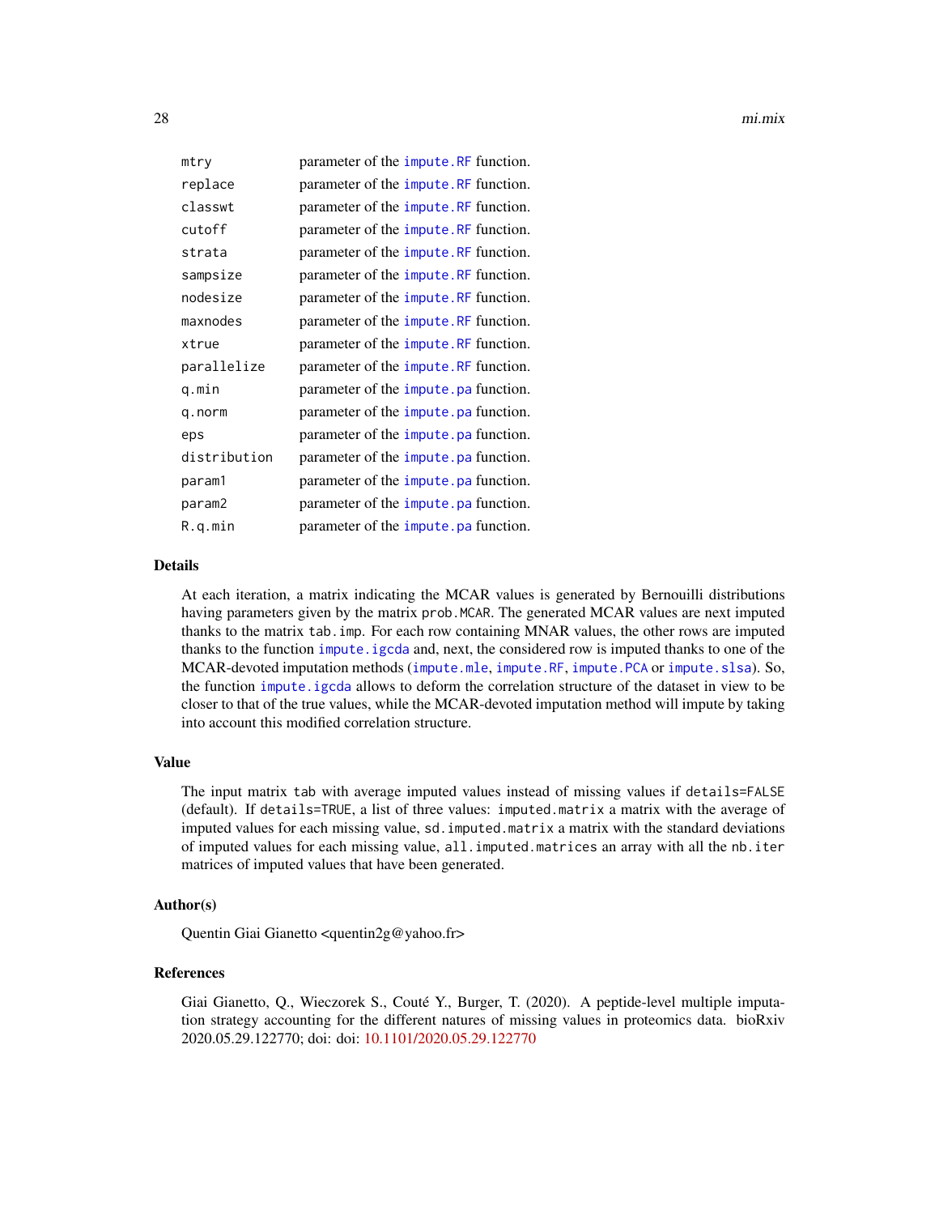| | |
|---|---|
| mtry | parameter of the impute.RF function. |
| replace | parameter of the impute.RF function. |
| classwt | parameter of the impute.RF function. |
| cutoff | parameter of the impute.RF function. |
| strata | parameter of the impute.RF function. |
| sampsize | parameter of the impute.RF function. |
| nodesize | parameter of the impute.RF function. |
| maxnodes | parameter of the impute.RF function. |
| xtrue | parameter of the impute.RF function. |
| parallelize | parameter of the impute.RF function. |
| q.min | parameter of the impute.pa function. |
| q.norm | parameter of the impute.pa function. |
| eps | parameter of the impute.pa function. |
| distribution | parameter of the impute.pa function. |
| param1 | parameter of the impute.pa function. |
| param2 | parameter of the impute.pa function. |
| R.q.min | parameter of the impute.pa function. |

## Details

At each iteration, a matrix indicating the MCAR values is generated by Bernouilli distributions having parameters given by the matrix prob.MCAR. The generated MCAR values are next imputed thanks to the matrix tab.imp. For each row containing MNAR values, the other rows are imputed thanks to the function impute.igcda and, next, the considered row is imputed thanks to one of the MCAR-devoted imputation methods (impute.mle, impute.RF, impute.PCA or impute.slsa). So, the function impute.igcda allows to deform the correlation structure of the dataset in view to be closer to that of the true values, while the MCAR-devoted imputation method will impute by taking into account this modified correlation structure.

## Value

The input matrix tab with average imputed values instead of missing values if details=FALSE (default). If details=TRUE, a list of three values: imputed.matrix a matrix with the average of imputed values for each missing value, sd.imputed.matrix a matrix with the standard deviations of imputed values for each missing value, all.imputed.matrices an array with all the nb.iter matrices of imputed values that have been generated.

## Author(s)

Quentin Giai Gianetto <quentin2g@yahoo.fr>

## References

Giai Gianetto, Q., Wieczorek S., Couté Y., Burger, T. (2020). A peptide-level multiple imputation strategy accounting for the different natures of missing values in proteomics data. bioRxiv 2020.05.29.122770; doi: doi: 10.1101/2020.05.29.122770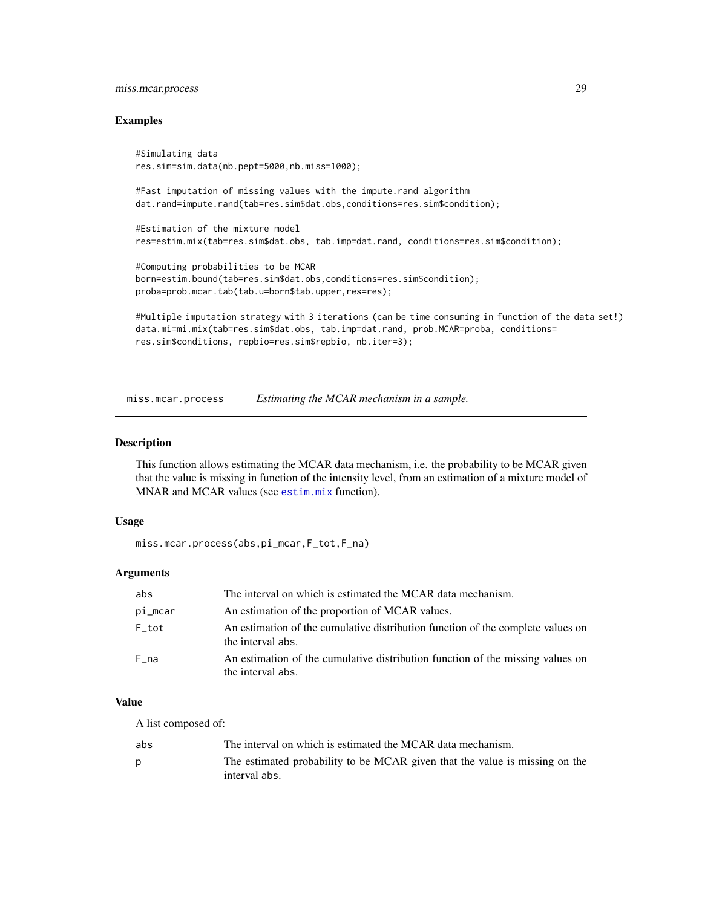## Examples

```
#Simulating data
res.sim=sim.data(nb.pept=5000,nb.miss=1000);

#Fast imputation of missing values with the impute.rand algorithm
dat.rand=impute.rand(tab=res.sim$dat.obs,conditions=res.sim$condition);

#Estimation of the mixture model
res=estim.mix(tab=res.sim$dat.obs, tab.imp=dat.rand, conditions=res.sim$condition);

#Computing probabilities to be MCAR
born=estim.bound(tab=res.sim$dat.obs,conditions=res.sim$condition);
proba=prob.mcar.tab(tab.u=born$tab.upper,res=res);

#Multiple imputation strategy with 3 iterations (can be time consuming in function of the data set!)
data.mi=mi.mix(tab=res.sim$dat.obs, tab.imp=dat.rand, prob.MCAR=proba, conditions=
res.sim$conditions, repbio=res.sim$repbio, nb.iter=3);
```

---

# miss.mcar.process *Estimating the MCAR mechanism in a sample.*

## Description

This function allows estimating the MCAR data mechanism, i.e. the probability to be MCAR given that the value is missing in function of the intensity level, from an estimation of a mixture model of MNAR and MCAR values (see estim.mix function).

## Usage

```
miss.mcar.process(abs,pi_mcar,F_tot,F_na)
```

## Arguments

| | |
|---|---|
| abs | The interval on which is estimated the MCAR data mechanism. |
| pi_mcar | An estimation of the proportion of MCAR values. |
| F_tot | An estimation of the cumulative distribution function of the complete values on the interval abs. |
| F_na | An estimation of the cumulative distribution function of the missing values on the interval abs. |

## Value

A list composed of:

| | |
|---|---|
| abs | The interval on which is estimated the MCAR data mechanism. |
| p | The estimated probability to be MCAR given that the value is missing on the interval abs. |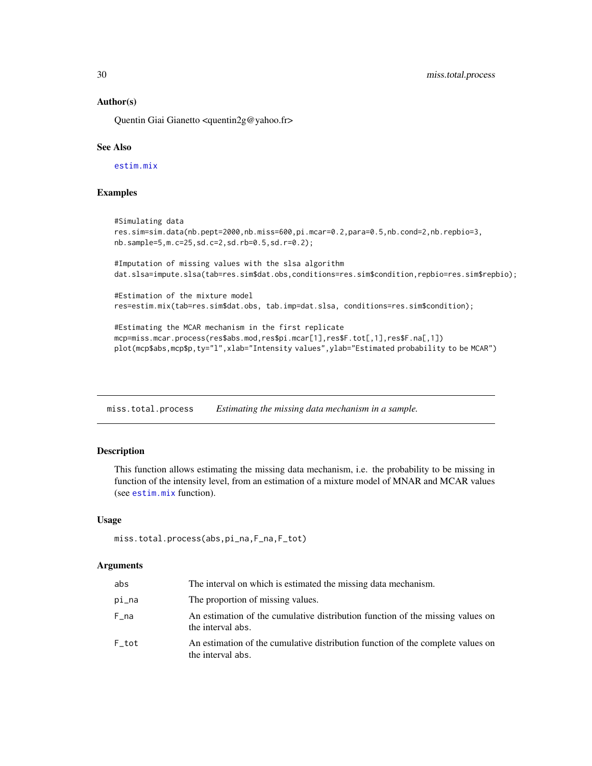### Author(s)

Quentin Giai Gianetto <quentin2g@yahoo.fr>

### See Also

estim.mix

### Examples

```
#Simulating data
res.sim=sim.data(nb.pept=2000,nb.miss=600,pi.mcar=0.2,para=0.5,nb.cond=2,nb.repbio=3,
nb.sample=5,m.c=25,sd.c=2,sd.rb=0.5,sd.r=0.2);

#Imputation of missing values with the slsa algorithm
dat.slsa=impute.slsa(tab=res.sim$dat.obs,conditions=res.sim$condition,repbio=res.sim$repbio);

#Estimation of the mixture model
res=estim.mix(tab=res.sim$dat.obs, tab.imp=dat.slsa, conditions=res.sim$condition);

#Estimating the MCAR mechanism in the first replicate
mcp=miss.mcar.process(res$abs.mod,res$pi.mcar[1],res$F.tot[,1],res$F.na[,1])
plot(mcp$abs,mcp$p,ty="l",xlab="Intensity values",ylab="Estimated probability to be MCAR")
```

---

## miss.total.process — *Estimating the missing data mechanism in a sample.*

### Description

This function allows estimating the missing data mechanism, i.e. the probability to be missing in function of the intensity level, from an estimation of a mixture model of MNAR and MCAR values (see estim.mix function).

### Usage

```
miss.total.process(abs,pi_na,F_na,F_tot)
```

### Arguments

| | |
|---|---|
| abs | The interval on which is estimated the missing data mechanism. |
| pi_na | The proportion of missing values. |
| F_na | An estimation of the cumulative distribution function of the missing values on the interval abs. |
| F_tot | An estimation of the cumulative distribution function of the complete values on the interval abs. |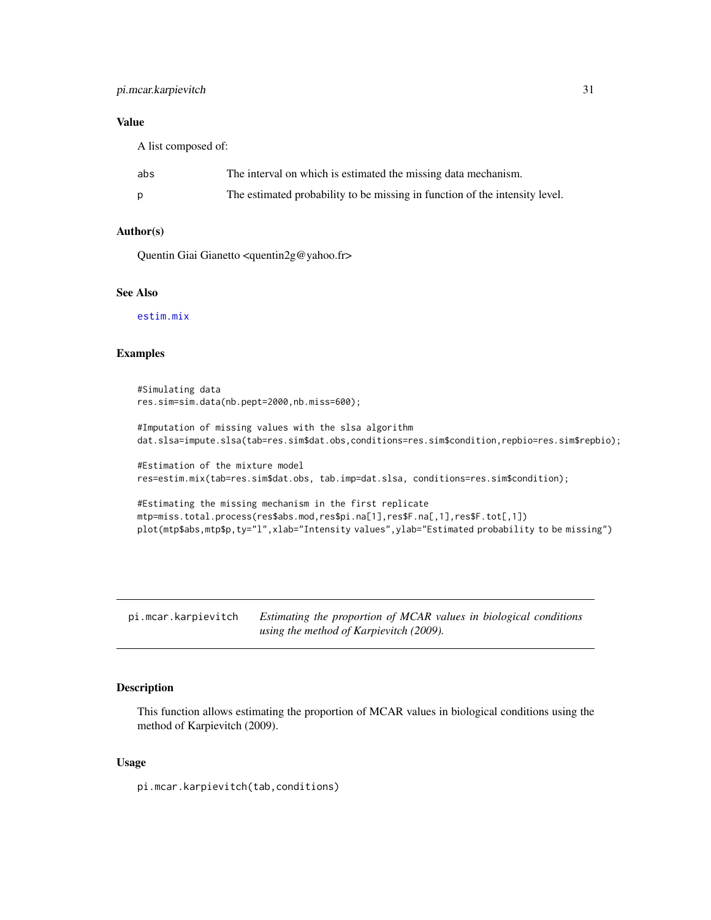### Value

A list composed of:

| | |
|---|---|
| abs | The interval on which is estimated the missing data mechanism. |
| p | The estimated probability to be missing in function of the intensity level. |

### Author(s)

Quentin Giai Gianetto <quentin2g@yahoo.fr>

### See Also

estim.mix

### Examples

```
#Simulating data
res.sim=sim.data(nb.pept=2000,nb.miss=600);

#Imputation of missing values with the slsa algorithm
dat.slsa=impute.slsa(tab=res.sim$dat.obs,conditions=res.sim$condition,repbio=res.sim$repbio);

#Estimation of the mixture model
res=estim.mix(tab=res.sim$dat.obs, tab.imp=dat.slsa, conditions=res.sim$condition);

#Estimating the missing mechanism in the first replicate
mtp=miss.total.process(res$abs.mod,res$pi.na[1],res$F.na[,1],res$F.tot[,1])
plot(mtp$abs,mtp$p,ty="l",xlab="Intensity values",ylab="Estimated probability to be missing")
```

---

## pi.mcar.karpievitch

*Estimating the proportion of MCAR values in biological conditions using the method of Karpievitch (2009).*

### Description

This function allows estimating the proportion of MCAR values in biological conditions using the method of Karpievitch (2009).

### Usage

```
pi.mcar.karpievitch(tab,conditions)
```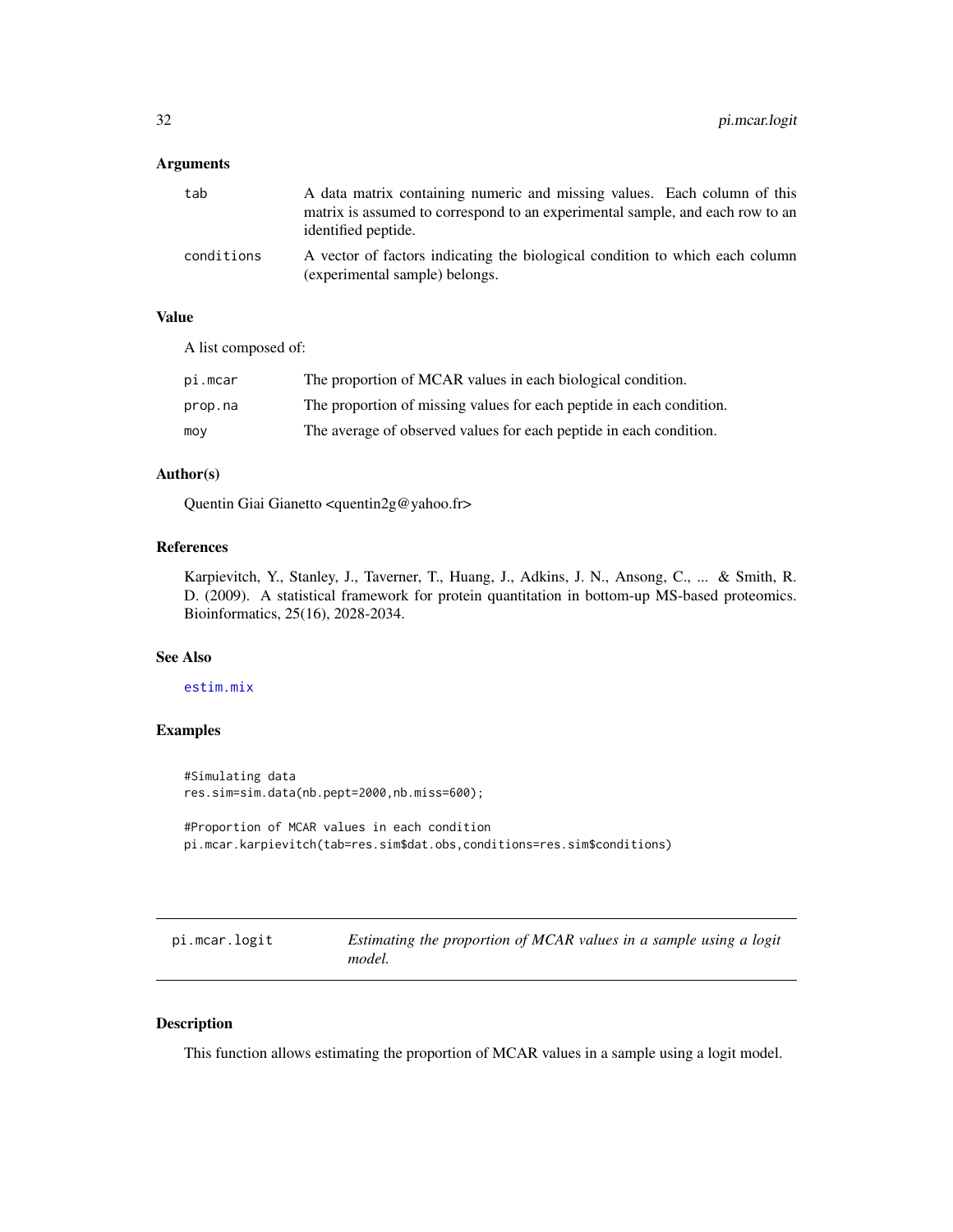## Arguments

| | |
|---|---|
| tab | A data matrix containing numeric and missing values. Each column of this matrix is assumed to correspond to an experimental sample, and each row to an identified peptide. |
| conditions | A vector of factors indicating the biological condition to which each column (experimental sample) belongs. |

## Value

A list composed of:

| | |
|---|---|
| pi.mcar | The proportion of MCAR values in each biological condition. |
| prop.na | The proportion of missing values for each peptide in each condition. |
| moy | The average of observed values for each peptide in each condition. |

## Author(s)

Quentin Giai Gianetto <quentin2g@yahoo.fr>

## References

Karpievitch, Y., Stanley, J., Taverner, T., Huang, J., Adkins, J. N., Ansong, C., ... & Smith, R. D. (2009). A statistical framework for protein quantitation in bottom-up MS-based proteomics. Bioinformatics, 25(16), 2028-2034.

## See Also

estim.mix

## Examples

```
#Simulating data
res.sim=sim.data(nb.pept=2000,nb.miss=600);

#Proportion of MCAR values in each condition
pi.mcar.karpievitch(tab=res.sim$dat.obs,conditions=res.sim$conditions)
```

---

# pi.mcar.logit — *Estimating the proportion of MCAR values in a sample using a logit model.*

## Description

This function allows estimating the proportion of MCAR values in a sample using a logit model.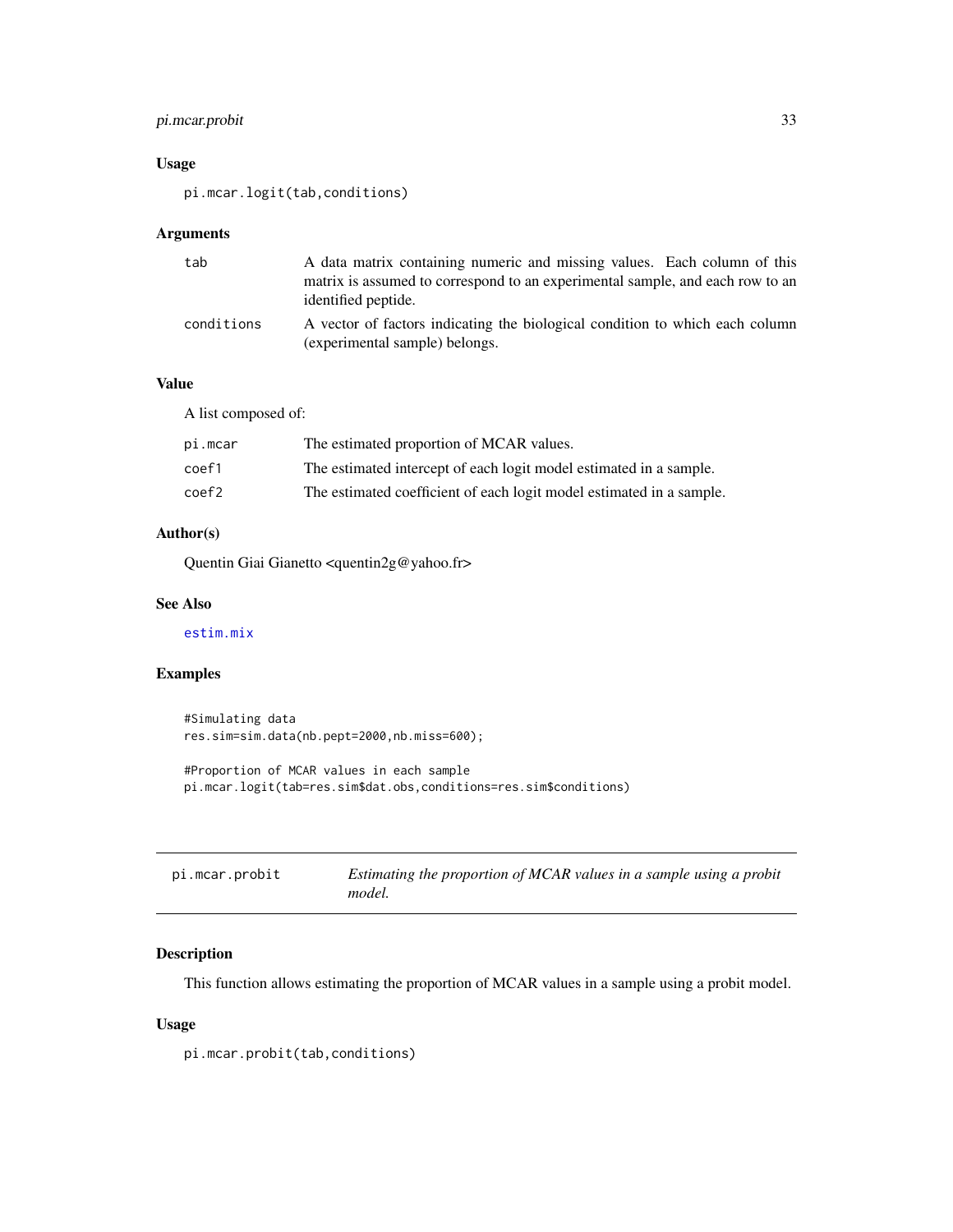### Usage

```
pi.mcar.logit(tab,conditions)
```

### Arguments

| | |
|---|---|
| tab | A data matrix containing numeric and missing values. Each column of this matrix is assumed to correspond to an experimental sample, and each row to an identified peptide. |
| conditions | A vector of factors indicating the biological condition to which each column (experimental sample) belongs. |

### Value

A list composed of:

| | |
|---|---|
| pi.mcar | The estimated proportion of MCAR values. |
| coef1 | The estimated intercept of each logit model estimated in a sample. |
| coef2 | The estimated coefficient of each logit model estimated in a sample. |

### Author(s)

Quentin Giai Gianetto <quentin2g@yahoo.fr>

### See Also

estim.mix

### Examples

```
#Simulating data
res.sim=sim.data(nb.pept=2000,nb.miss=600);

#Proportion of MCAR values in each sample
pi.mcar.logit(tab=res.sim$dat.obs,conditions=res.sim$conditions)
```

---

## pi.mcar.probit — *Estimating the proportion of MCAR values in a sample using a probit model.*

### Description

This function allows estimating the proportion of MCAR values in a sample using a probit model.

### Usage

```
pi.mcar.probit(tab,conditions)
```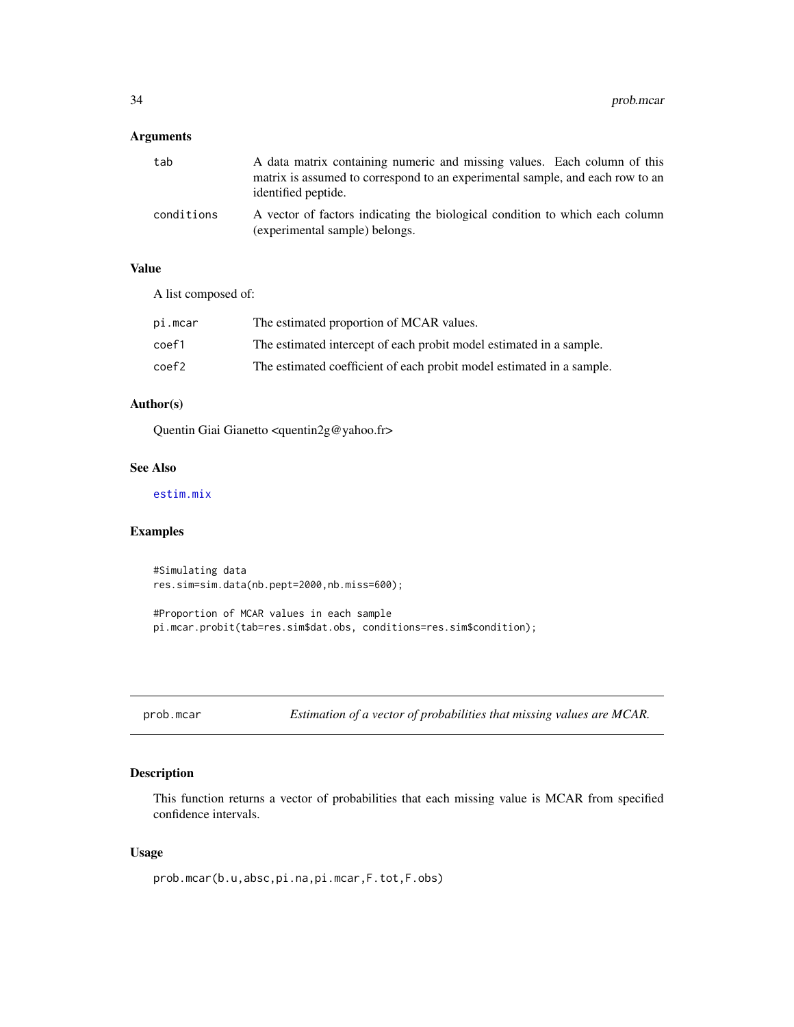### Arguments

| | |
|---|---|
| `tab` | A data matrix containing numeric and missing values. Each column of this matrix is assumed to correspond to an experimental sample, and each row to an identified peptide. |
| `conditions` | A vector of factors indicating the biological condition to which each column (experimental sample) belongs. |

### Value

A list composed of:

| | |
|---|---|
| `pi.mcar` | The estimated proportion of MCAR values. |
| `coef1` | The estimated intercept of each probit model estimated in a sample. |
| `coef2` | The estimated coefficient of each probit model estimated in a sample. |

### Author(s)

Quentin Giai Gianetto <quentin2g@yahoo.fr>

### See Also

`estim.mix`

### Examples

```
#Simulating data
res.sim=sim.data(nb.pept=2000,nb.miss=600);

#Proportion of MCAR values in each sample
pi.mcar.probit(tab=res.sim$dat.obs, conditions=res.sim$condition);
```

---

## `prob.mcar` — *Estimation of a vector of probabilities that missing values are MCAR.*

### Description

This function returns a vector of probabilities that each missing value is MCAR from specified confidence intervals.

### Usage

```
prob.mcar(b.u,absc,pi.na,pi.mcar,F.tot,F.obs)
```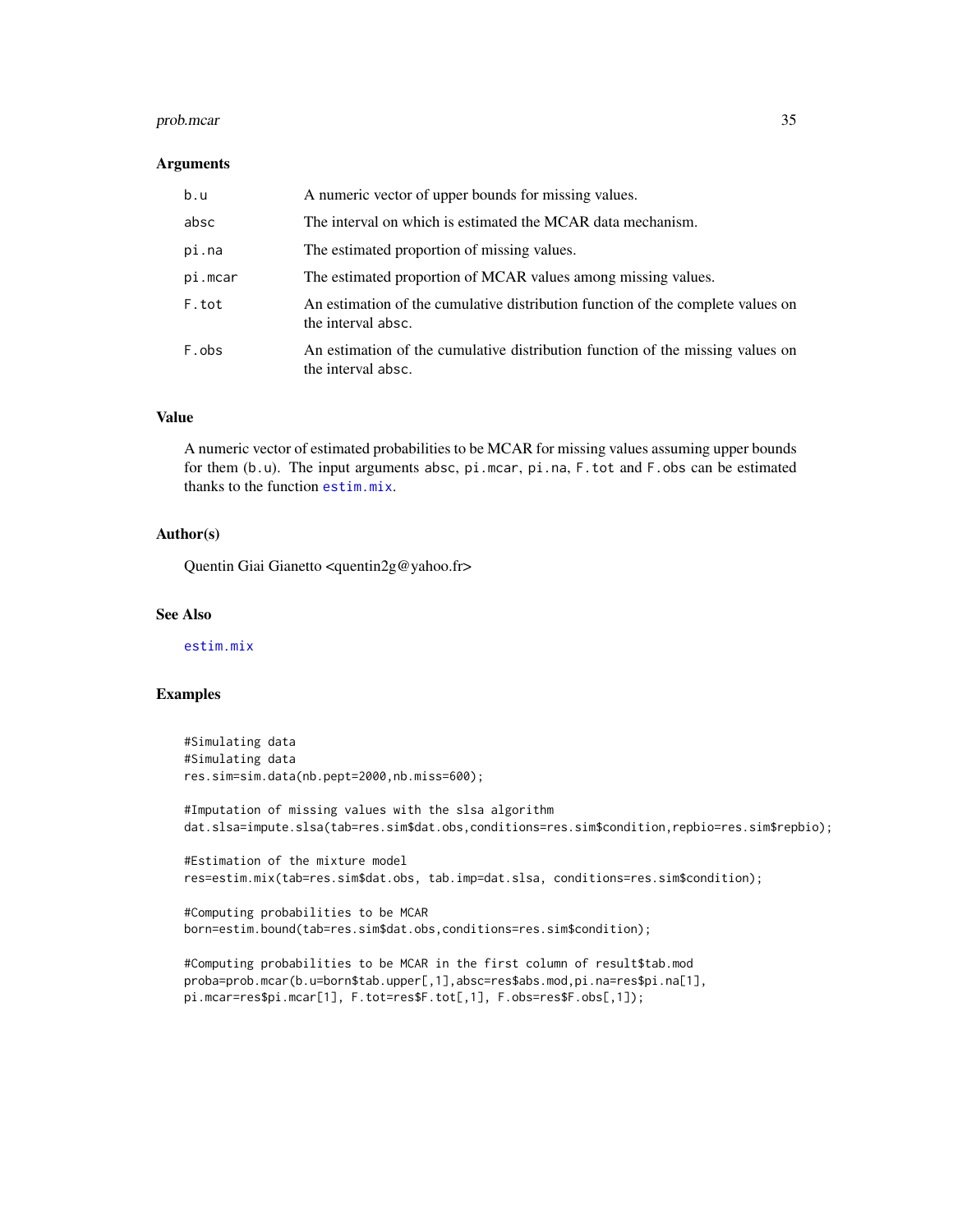## Arguments

| | |
|---|---|
| b.u | A numeric vector of upper bounds for missing values. |
| absc | The interval on which is estimated the MCAR data mechanism. |
| pi.na | The estimated proportion of missing values. |
| pi.mcar | The estimated proportion of MCAR values among missing values. |
| F.tot | An estimation of the cumulative distribution function of the complete values on the interval absc. |
| F.obs | An estimation of the cumulative distribution function of the missing values on the interval absc. |

## Value

A numeric vector of estimated probabilities to be MCAR for missing values assuming upper bounds for them (b.u). The input arguments absc, pi.mcar, pi.na, F.tot and F.obs can be estimated thanks to the function estim.mix.

## Author(s)

Quentin Giai Gianetto <quentin2g@yahoo.fr>

## See Also

estim.mix

## Examples

```
#Simulating data
#Simulating data
res.sim=sim.data(nb.pept=2000,nb.miss=600);

#Imputation of missing values with the slsa algorithm
dat.slsa=impute.slsa(tab=res.sim$dat.obs,conditions=res.sim$condition,repbio=res.sim$repbio);

#Estimation of the mixture model
res=estim.mix(tab=res.sim$dat.obs, tab.imp=dat.slsa, conditions=res.sim$condition);

#Computing probabilities to be MCAR
born=estim.bound(tab=res.sim$dat.obs,conditions=res.sim$condition);

#Computing probabilities to be MCAR in the first column of result$tab.mod
proba=prob.mcar(b.u=born$tab.upper[,1],absc=res$abs.mod,pi.na=res$pi.na[1],
pi.mcar=res$pi.mcar[1], F.tot=res$F.tot[,1], F.obs=res$F.obs[,1]);
```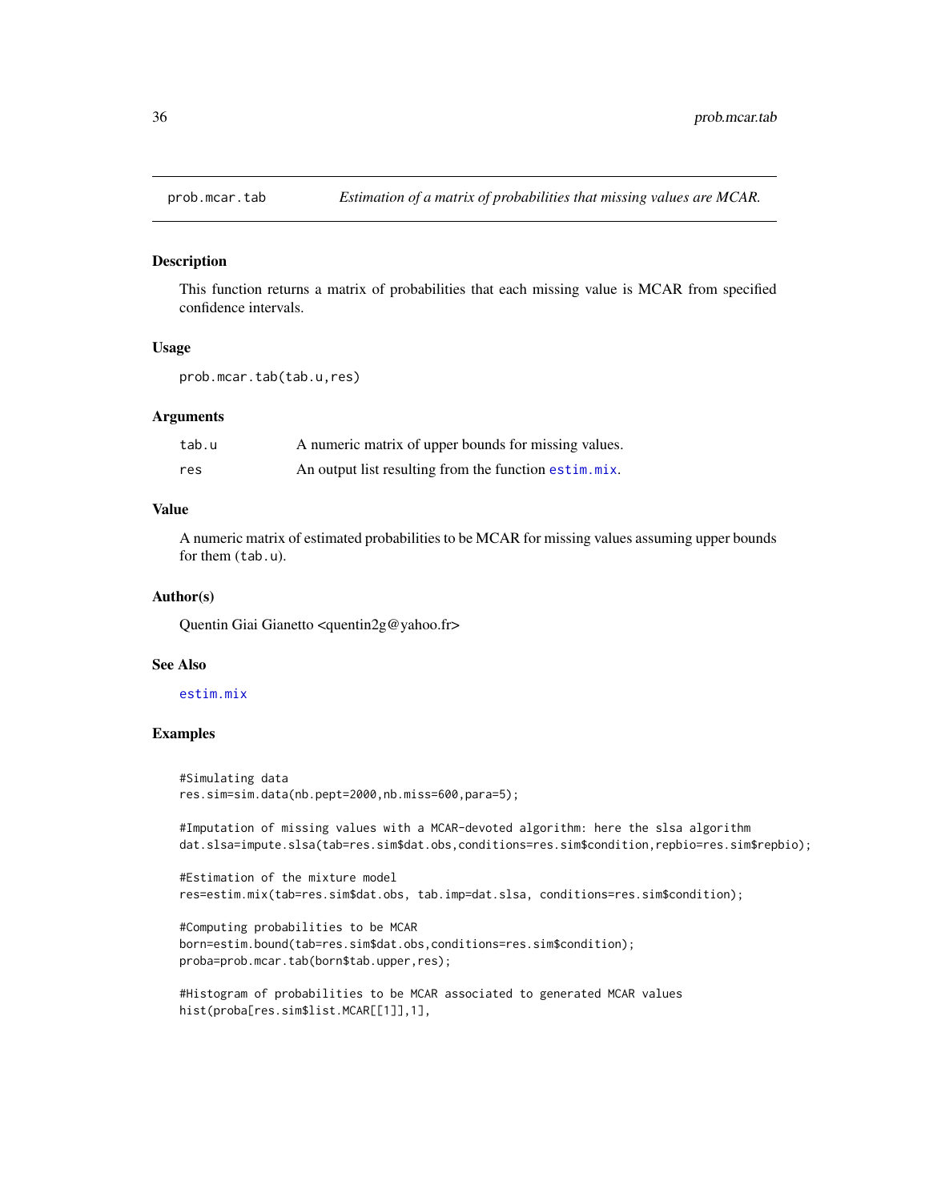prob.mcar.tab &nbsp;&nbsp;&nbsp; *Estimation of a matrix of probabilities that missing values are MCAR.*

## Description

This function returns a matrix of probabilities that each missing value is MCAR from specified confidence intervals.

## Usage

```
prob.mcar.tab(tab.u,res)
```

## Arguments

| | |
|---|---|
| tab.u | A numeric matrix of upper bounds for missing values. |
| res | An output list resulting from the function estim.mix. |

## Value

A numeric matrix of estimated probabilities to be MCAR for missing values assuming upper bounds for them (tab.u).

## Author(s)

Quentin Giai Gianetto <quentin2g@yahoo.fr>

## See Also

estim.mix

## Examples

```
#Simulating data
res.sim=sim.data(nb.pept=2000,nb.miss=600,para=5);

#Imputation of missing values with a MCAR-devoted algorithm: here the slsa algorithm
dat.slsa=impute.slsa(tab=res.sim$dat.obs,conditions=res.sim$condition,repbio=res.sim$repbio);

#Estimation of the mixture model
res=estim.mix(tab=res.sim$dat.obs, tab.imp=dat.slsa, conditions=res.sim$condition);

#Computing probabilities to be MCAR
born=estim.bound(tab=res.sim$dat.obs,conditions=res.sim$condition);
proba=prob.mcar.tab(born$tab.upper,res);

#Histogram of probabilities to be MCAR associated to generated MCAR values
hist(proba[res.sim$list.MCAR[[1]],1],
```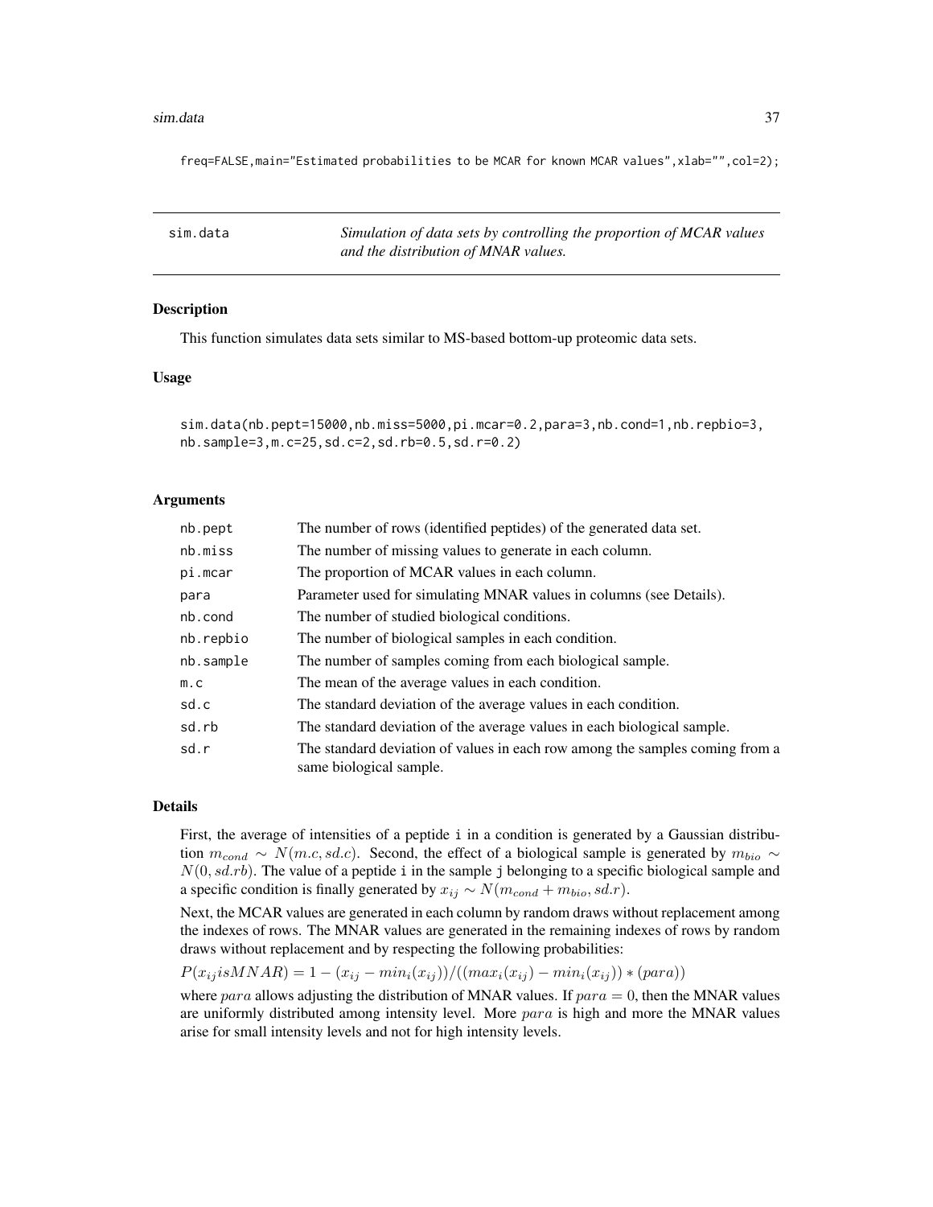```
freq=FALSE,main="Estimated probabilities to be MCAR for known MCAR values",xlab="",col=2);
```

---

## sim.data — *Simulation of data sets by controlling the proportion of MCAR values and the distribution of MNAR values.*

---

### Description

This function simulates data sets similar to MS-based bottom-up proteomic data sets.

### Usage

```
sim.data(nb.pept=15000,nb.miss=5000,pi.mcar=0.2,para=3,nb.cond=1,nb.repbio=3,
nb.sample=3,m.c=25,sd.c=2,sd.rb=0.5,sd.r=0.2)
```

### Arguments

| | |
|---|---|
| nb.pept | The number of rows (identified peptides) of the generated data set. |
| nb.miss | The number of missing values to generate in each column. |
| pi.mcar | The proportion of MCAR values in each column. |
| para | Parameter used for simulating MNAR values in columns (see Details). |
| nb.cond | The number of studied biological conditions. |
| nb.repbio | The number of biological samples in each condition. |
| nb.sample | The number of samples coming from each biological sample. |
| m.c | The mean of the average values in each condition. |
| sd.c | The standard deviation of the average values in each condition. |
| sd.rb | The standard deviation of the average values in each biological sample. |
| sd.r | The standard deviation of values in each row among the samples coming from a same biological sample. |

### Details

First, the average of intensities of a peptide i in a condition is generated by a Gaussian distribution $m_{cond} \sim N(m.c, sd.c)$. Second, the effect of a biological sample is generated by $m_{bio} \sim N(0, sd.rb)$. The value of a peptide i in the sample j belonging to a specific biological sample and a specific condition is finally generated by $x_{ij} \sim N(m_{cond} + m_{bio}, sd.r)$.

Next, the MCAR values are generated in each column by random draws without replacement among the indexes of rows. The MNAR values are generated in the remaining indexes of rows by random draws without replacement and by respecting the following probabilities:

$P(x_{ij} is MNAR) = 1 - (x_{ij} - min_i(x_{ij}))/((max_i(x_{ij}) - min_i(x_{ij})) * (para))$

where $para$ allows adjusting the distribution of MNAR values. If $para = 0$, then the MNAR values are uniformly distributed among intensity level. More $para$ is high and more the MNAR values arise for small intensity levels and not for high intensity levels.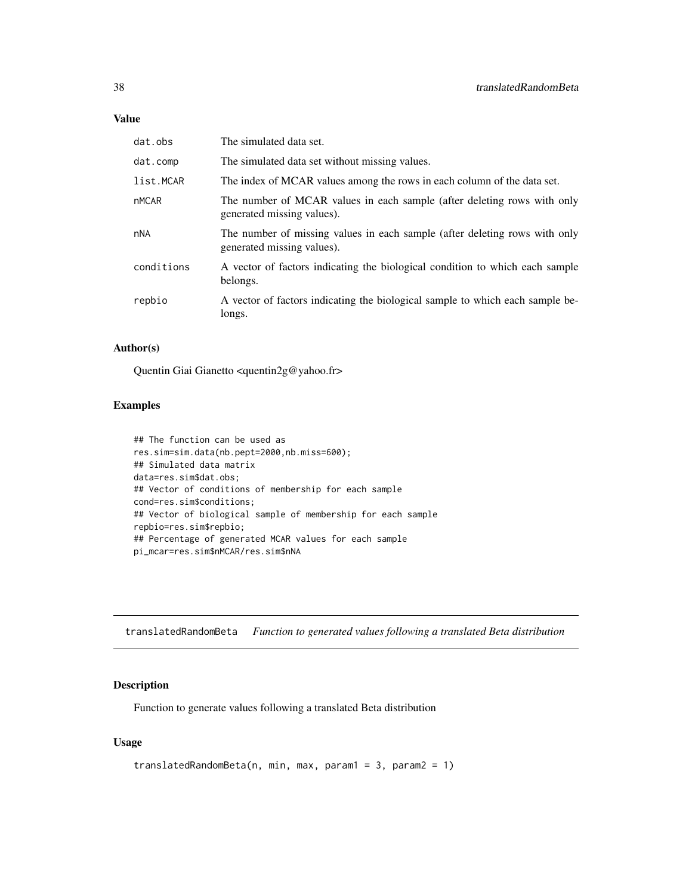## Value

| | |
|---|---|
| dat.obs | The simulated data set. |
| dat.comp | The simulated data set without missing values. |
| list.MCAR | The index of MCAR values among the rows in each column of the data set. |
| nMCAR | The number of MCAR values in each sample (after deleting rows with only generated missing values). |
| nNA | The number of missing values in each sample (after deleting rows with only generated missing values). |
| conditions | A vector of factors indicating the biological condition to which each sample belongs. |
| repbio | A vector of factors indicating the biological sample to which each sample belongs. |

## Author(s)

Quentin Giai Gianetto <quentin2g@yahoo.fr>

## Examples

```
## The function can be used as
res.sim=sim.data(nb.pept=2000,nb.miss=600);
## Simulated data matrix
data=res.sim$dat.obs;
## Vector of conditions of membership for each sample
cond=res.sim$conditions;
## Vector of biological sample of membership for each sample
repbio=res.sim$repbio;
## Percentage of generated MCAR values for each sample
pi_mcar=res.sim$nMCAR/res.sim$nNA
```

---

# translatedRandomBeta *Function to generated values following a translated Beta distribution*

## Description

Function to generate values following a translated Beta distribution

## Usage

```
translatedRandomBeta(n, min, max, param1 = 3, param2 = 1)
```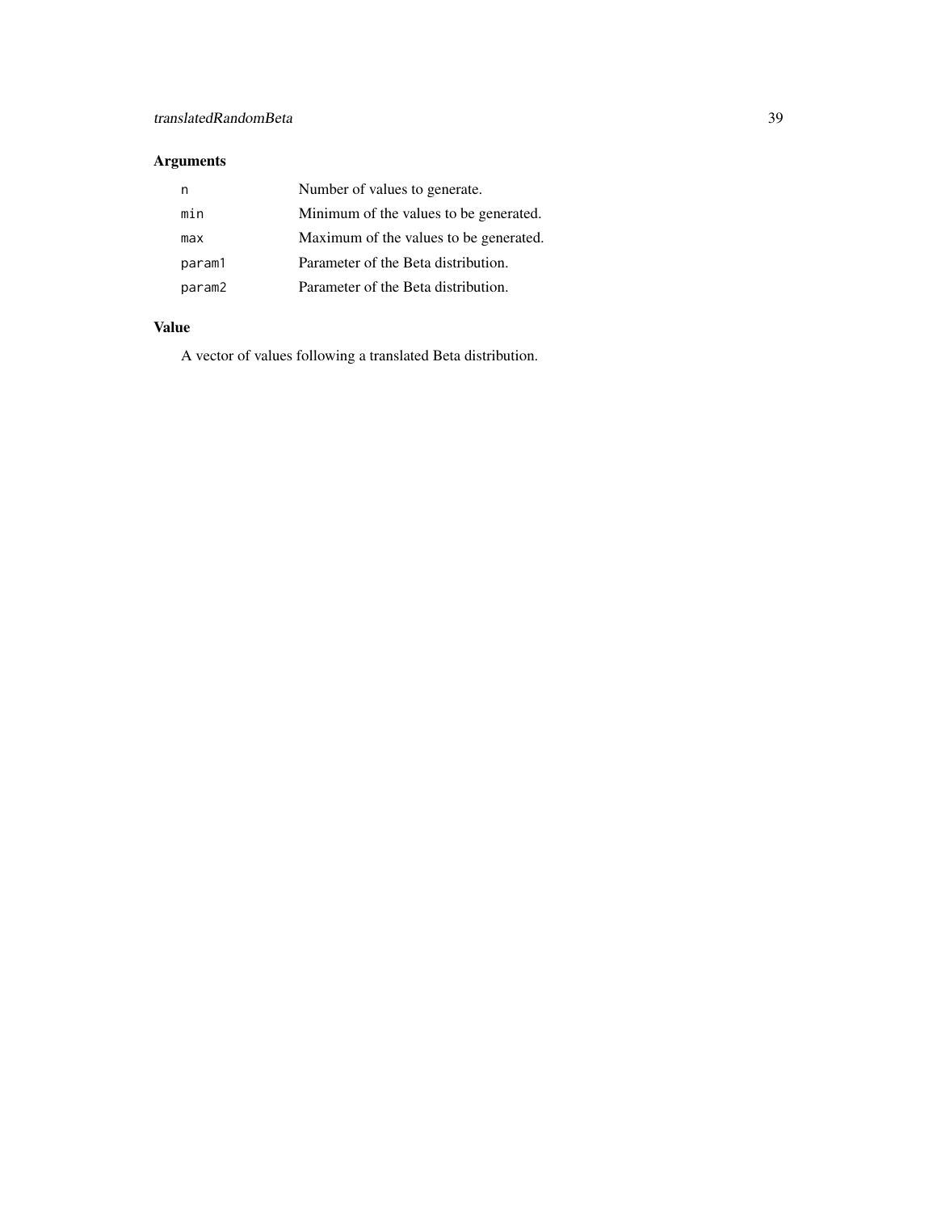## Arguments

| | |
|---|---|
| `n` | Number of values to generate. |
| `min` | Minimum of the values to be generated. |
| `max` | Maximum of the values to be generated. |
| `param1` | Parameter of the Beta distribution. |
| `param2` | Parameter of the Beta distribution. |

## Value

A vector of values following a translated Beta distribution.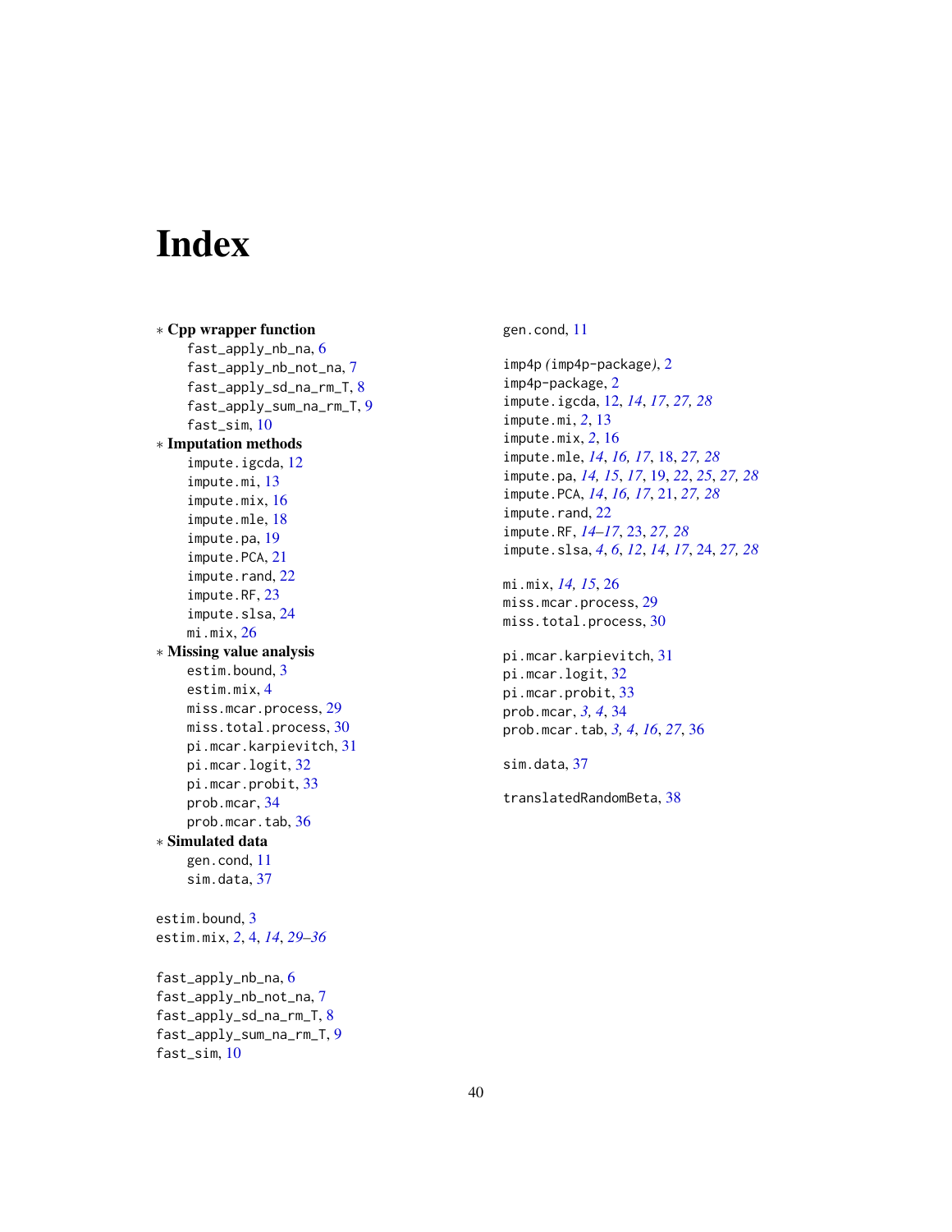# Index

* **Cpp wrapper function**
    - fast_apply_nb_na, 6
    - fast_apply_nb_not_na, 7
    - fast_apply_sd_na_rm_T, 8
    - fast_apply_sum_na_rm_T, 9
    - fast_sim, 10
* **Imputation methods**
    - impute.igcda, 12
    - impute.mi, 13
    - impute.mix, 16
    - impute.mle, 18
    - impute.pa, 19
    - impute.PCA, 21
    - impute.rand, 22
    - impute.RF, 23
    - impute.slsa, 24
    - mi.mix, 26
* **Missing value analysis**
    - estim.bound, 3
    - estim.mix, 4
    - miss.mcar.process, 29
    - miss.total.process, 30
    - pi.mcar.karpievitch, 31
    - pi.mcar.logit, 32
    - pi.mcar.probit, 33
    - prob.mcar, 34
    - prob.mcar.tab, 36
* **Simulated data**
    - gen.cond, 11
    - sim.data, 37

estim.bound, 3
estim.mix, 2, 4, *14*, *29–36*

fast_apply_nb_na, 6
fast_apply_nb_not_na, 7
fast_apply_sd_na_rm_T, 8
fast_apply_sum_na_rm_T, 9
fast_sim, 10

gen.cond, 11

imp4p (imp4p-package), 2
imp4p-package, 2
impute.igcda, 12, *14*, *17*, *27, 28*
impute.mi, *2*, 13
impute.mix, *2*, 16
impute.mle, *14*, *16, 17*, 18, *27, 28*
impute.pa, *14, 15*, *17*, 19, *22*, *25*, *27, 28*
impute.PCA, *14*, *16, 17*, 21, *27, 28*
impute.rand, 22
impute.RF, *14–17*, 23, *27, 28*
impute.slsa, *4*, *6*, *12*, *14*, *17*, 24, *27, 28*

mi.mix, *14, 15*, 26
miss.mcar.process, 29
miss.total.process, 30

pi.mcar.karpievitch, 31
pi.mcar.logit, 32
pi.mcar.probit, 33
prob.mcar, *3, 4*, 34
prob.mcar.tab, *3, 4*, *16*, *27*, 36

sim.data, 37

translatedRandomBeta, 38